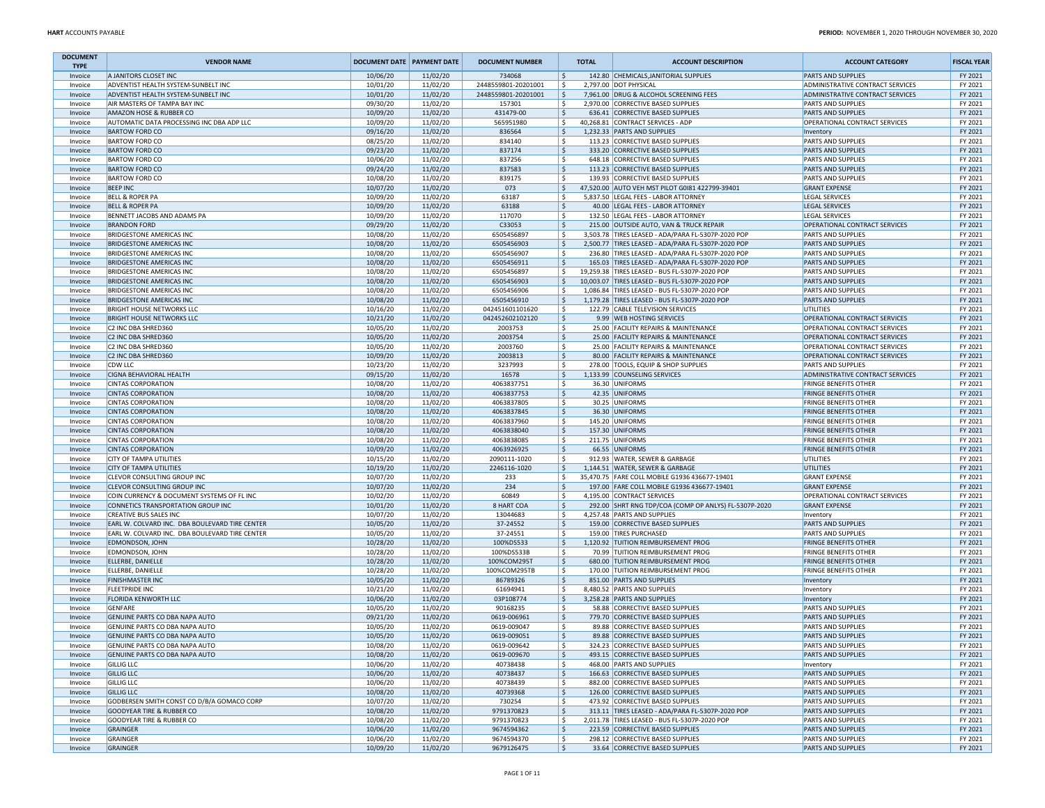**HART** ACCOUNTS PAYABLE

**PERIOD:** NOVEMBER 1, 2020 THROUGH NOVEMBER 30, 2020

| DOCUMENT TYPE | VENDOR NAME | DOCUMENT DATE | PAYMENT DATE | DOCUMENT NUMBER | TOTAL | ACCOUNT DESCRIPTION | ACCOUNT CATEGORY | FISCAL YEAR |
|---|---|---|---|---|---|---|---|---|
| Invoice | A JANITORS CLOSET INC | 10/06/20 | 11/02/20 | 734068 | $ 142.80 | CHEMICALS,JANITORIAL SUPPLIES | PARTS AND SUPPLIES | FY 2021 |
| Invoice | ADVENTIST HEALTH SYSTEM-SUNBELT INC | 10/01/20 | 11/02/20 | 2448559801-20201001 | $ 2,797.00 | DOT PHYSICAL | ADMINISTRATIVE CONTRACT SERVICES | FY 2021 |
| Invoice | ADVENTIST HEALTH SYSTEM-SUNBELT INC | 10/01/20 | 11/02/20 | 2448559801-20201001 | $ 7,961.00 | DRUG & ALCOHOL SCREENING FEES | ADMINISTRATIVE CONTRACT SERVICES | FY 2021 |
| Invoice | AIR MASTERS OF TAMPA BAY INC | 09/30/20 | 11/02/20 | 157301 | $ 2,970.00 | CORRECTIVE BASED SUPPLIES | PARTS AND SUPPLIES | FY 2021 |
| Invoice | AMAZON HOSE & RUBBER CO | 10/09/20 | 11/02/20 | 431479-00 | $ 636.41 | CORRECTIVE BASED SUPPLIES | PARTS AND SUPPLIES | FY 2021 |
| Invoice | AUTOMATIC DATA PROCESSING INC DBA ADP LLC | 10/09/20 | 11/02/20 | 565951980 | $ 40,268.81 | CONTRACT SERVICES - ADP | OPERATIONAL CONTRACT SERVICES | FY 2021 |
| Invoice | BARTOW FORD CO | 09/16/20 | 11/02/20 | 836564 | $ 1,232.33 | PARTS AND SUPPLIES | Inventory | FY 2021 |
| Invoice | BARTOW FORD CO | 08/25/20 | 11/02/20 | 834140 | $ 113.23 | CORRECTIVE BASED SUPPLIES | PARTS AND SUPPLIES | FY 2021 |
| Invoice | BARTOW FORD CO | 09/23/20 | 11/02/20 | 837174 | $ 333.20 | CORRECTIVE BASED SUPPLIES | PARTS AND SUPPLIES | FY 2021 |
| Invoice | BARTOW FORD CO | 10/06/20 | 11/02/20 | 837256 | $ 648.18 | CORRECTIVE BASED SUPPLIES | PARTS AND SUPPLIES | FY 2021 |
| Invoice | BARTOW FORD CO | 09/24/20 | 11/02/20 | 837583 | $ 113.23 | CORRECTIVE BASED SUPPLIES | PARTS AND SUPPLIES | FY 2021 |
| Invoice | BARTOW FORD CO | 10/08/20 | 11/02/20 | 839175 | $ 139.93 | CORRECTIVE BASED SUPPLIES | PARTS AND SUPPLIES | FY 2021 |
| Invoice | BEEP INC | 10/07/20 | 11/02/20 | 073 | $ 47,520.00 | AUTO VEH MST PILOT G0I81 422799-39401 | GRANT EXPENSE | FY 2021 |
| Invoice | BELL & ROPER PA | 10/09/20 | 11/02/20 | 63187 | $ 5,837.50 | LEGAL FEES - LABOR ATTORNEY | LEGAL SERVICES | FY 2021 |
| Invoice | BELL & ROPER PA | 10/09/20 | 11/02/20 | 63188 | $ 40.00 | LEGAL FEES - LABOR ATTORNEY | LEGAL SERVICES | FY 2021 |
| Invoice | BENNETT JACOBS AND ADAMS PA | 10/09/20 | 11/02/20 | 117070 | $ 132.50 | LEGAL FEES - LABOR ATTORNEY | LEGAL SERVICES | FY 2021 |
| Invoice | BRANDON FORD | 09/29/20 | 11/02/20 | C33053 | $ 215.00 | OUTSIDE AUTO, VAN & TRUCK REPAIR | OPERATIONAL CONTRACT SERVICES | FY 2021 |
| Invoice | BRIDGESTONE AMERICAS INC | 10/08/20 | 11/02/20 | 6505456897 | $ 3,503.78 | TIRES LEASED - ADA/PARA FL-5307P-2020 POP | PARTS AND SUPPLIES | FY 2021 |
| Invoice | BRIDGESTONE AMERICAS INC | 10/08/20 | 11/02/20 | 6505456903 | $ 2,500.77 | TIRES LEASED - ADA/PARA FL-5307P-2020 POP | PARTS AND SUPPLIES | FY 2021 |
| Invoice | BRIDGESTONE AMERICAS INC | 10/08/20 | 11/02/20 | 6505456907 | $ 236.80 | TIRES LEASED - ADA/PARA FL-5307P-2020 POP | PARTS AND SUPPLIES | FY 2021 |
| Invoice | BRIDGESTONE AMERICAS INC | 10/08/20 | 11/02/20 | 6505456911 | $ 165.03 | TIRES LEASED - ADA/PARA FL-5307P-2020 POP | PARTS AND SUPPLIES | FY 2021 |
| Invoice | BRIDGESTONE AMERICAS INC | 10/08/20 | 11/02/20 | 6505456897 | $ 19,259.38 | TIRES LEASED - BUS FL-5307P-2020 POP | PARTS AND SUPPLIES | FY 2021 |
| Invoice | BRIDGESTONE AMERICAS INC | 10/08/20 | 11/02/20 | 6505456903 | $ 10,003.07 | TIRES LEASED - BUS FL-5307P-2020 POP | PARTS AND SUPPLIES | FY 2021 |
| Invoice | BRIDGESTONE AMERICAS INC | 10/08/20 | 11/02/20 | 6505456906 | $ 1,086.84 | TIRES LEASED - BUS FL-5307P-2020 POP | PARTS AND SUPPLIES | FY 2021 |
| Invoice | BRIDGESTONE AMERICAS INC | 10/08/20 | 11/02/20 | 6505456910 | $ 1,179.28 | TIRES LEASED - BUS FL-5307P-2020 POP | PARTS AND SUPPLIES | FY 2021 |
| Invoice | BRIGHT HOUSE NETWORKS LLC | 10/16/20 | 11/02/20 | 042451601101620 | $ 122.79 | CABLE TELEVISION SERVICES | UTILITIES | FY 2021 |
| Invoice | BRIGHT HOUSE NETWORKS LLC | 10/21/20 | 11/02/20 | 042452602102120 | $ 9.99 | WEB HOSTING SERVICES | OPERATIONAL CONTRACT SERVICES | FY 2021 |
| Invoice | C2 INC DBA SHRED360 | 10/05/20 | 11/02/20 | 2003753 | $ 25.00 | FACILITY REPAIRS & MAINTENANCE | OPERATIONAL CONTRACT SERVICES | FY 2021 |
| Invoice | C2 INC DBA SHRED360 | 10/05/20 | 11/02/20 | 2003754 | $ 25.00 | FACILITY REPAIRS & MAINTENANCE | OPERATIONAL CONTRACT SERVICES | FY 2021 |
| Invoice | C2 INC DBA SHRED360 | 10/05/20 | 11/02/20 | 2003760 | $ 25.00 | FACILITY REPAIRS & MAINTENANCE | OPERATIONAL CONTRACT SERVICES | FY 2021 |
| Invoice | C2 INC DBA SHRED360 | 10/09/20 | 11/02/20 | 2003813 | $ 80.00 | FACILITY REPAIRS & MAINTENANCE | OPERATIONAL CONTRACT SERVICES | FY 2021 |
| Invoice | CDW LLC | 10/23/20 | 11/02/20 | 3237993 | $ 278.00 | TOOLS, EQUIP & SHOP SUPPLIES | PARTS AND SUPPLIES | FY 2021 |
| Invoice | CIGNA BEHAVIORAL HEALTH | 09/15/20 | 11/02/20 | 16578 | $ 1,133.99 | COUNSELING SERVICES | ADMINISTRATIVE CONTRACT SERVICES | FY 2021 |
| Invoice | CINTAS CORPORATION | 10/08/20 | 11/02/20 | 4063837751 | $ 36.30 | UNIFORMS | FRINGE BENEFITS OTHER | FY 2021 |
| Invoice | CINTAS CORPORATION | 10/08/20 | 11/02/20 | 4063837753 | $ 42.35 | UNIFORMS | FRINGE BENEFITS OTHER | FY 2021 |
| Invoice | CINTAS CORPORATION | 10/08/20 | 11/02/20 | 4063837805 | $ 30.25 | UNIFORMS | FRINGE BENEFITS OTHER | FY 2021 |
| Invoice | CINTAS CORPORATION | 10/08/20 | 11/02/20 | 4063837845 | $ 36.30 | UNIFORMS | FRINGE BENEFITS OTHER | FY 2021 |
| Invoice | CINTAS CORPORATION | 10/08/20 | 11/02/20 | 4063837960 | $ 145.20 | UNIFORMS | FRINGE BENEFITS OTHER | FY 2021 |
| Invoice | CINTAS CORPORATION | 10/08/20 | 11/02/20 | 4063838040 | $ 157.30 | UNIFORMS | FRINGE BENEFITS OTHER | FY 2021 |
| Invoice | CINTAS CORPORATION | 10/08/20 | 11/02/20 | 4063838085 | $ 211.75 | UNIFORMS | FRINGE BENEFITS OTHER | FY 2021 |
| Invoice | CINTAS CORPORATION | 10/09/20 | 11/02/20 | 4063926925 | $ 66.55 | UNIFORMS | FRINGE BENEFITS OTHER | FY 2021 |
| Invoice | CITY OF TAMPA UTILITIES | 10/15/20 | 11/02/20 | 2090111-1020 | $ 912.93 | WATER, SEWER & GARBAGE | UTILITIES | FY 2021 |
| Invoice | CITY OF TAMPA UTILITIES | 10/19/20 | 11/02/20 | 2246116-1020 | $ 1,144.51 | WATER, SEWER & GARBAGE | UTILITIES | FY 2021 |
| Invoice | CLEVOR CONSULTING GROUP INC | 10/07/20 | 11/02/20 | 233 | $ 35,470.75 | FARE COLL MOBILE G1936 436677-19401 | GRANT EXPENSE | FY 2021 |
| Invoice | CLEVOR CONSULTING GROUP INC | 10/07/20 | 11/02/20 | 234 | $ 197.00 | FARE COLL MOBILE G1936 436677-19401 | GRANT EXPENSE | FY 2021 |
| Invoice | COIN CURRENCY & DOCUMENT SYSTEMS OF FL INC | 10/02/20 | 11/02/20 | 60849 | $ 4,195.00 | CONTRACT SERVICES | OPERATIONAL CONTRACT SERVICES | FY 2021 |
| Invoice | CONNETICS TRANSPORTATION GROUP INC | 10/01/20 | 11/02/20 | 8 HART COA | $ 292.00 | SHRT RNG TDP/COA (COMP OP ANLYS) FL-5307P-2020 | GRANT EXPENSE | FY 2021 |
| Invoice | CREATIVE BUS SALES INC | 10/07/20 | 11/02/20 | 13044683 | $ 4,257.48 | PARTS AND SUPPLIES | Inventory | FY 2021 |
| Invoice | EARL W. COLVARD INC. DBA BOULEVARD TIRE CENTER | 10/05/20 | 11/02/20 | 37-24552 | $ 159.00 | CORRECTIVE BASED SUPPLIES | PARTS AND SUPPLIES | FY 2021 |
| Invoice | EARL W. COLVARD INC. DBA BOULEVARD TIRE CENTER | 10/05/20 | 11/02/20 | 37-24551 | $ 159.00 | TIRES PURCHASED | PARTS AND SUPPLIES | FY 2021 |
| Invoice | EDMONDSON, JOHN | 10/28/20 | 11/02/20 | 100%DS533 | $ 1,120.92 | TUITION REIMBURSEMENT PROG | FRINGE BENEFITS OTHER | FY 2021 |
| Invoice | EDMONDSON, JOHN | 10/28/20 | 11/02/20 | 100%DS533B | $ 70.99 | TUITION REIMBURSEMENT PROG | FRINGE BENEFITS OTHER | FY 2021 |
| Invoice | ELLERBE, DANIELLE | 10/28/20 | 11/02/20 | 100%COM295T | $ 680.00 | TUITION REIMBURSEMENT PROG | FRINGE BENEFITS OTHER | FY 2021 |
| Invoice | ELLERBE, DANIELLE | 10/28/20 | 11/02/20 | 100%COM295TB | $ 170.00 | TUITION REIMBURSEMENT PROG | FRINGE BENEFITS OTHER | FY 2021 |
| Invoice | FINISHMASTER INC | 10/05/20 | 11/02/20 | 86789326 | $ 851.00 | PARTS AND SUPPLIES | Inventory | FY 2021 |
| Invoice | FLEETPRIDE INC | 10/21/20 | 11/02/20 | 61694941 | $ 8,480.52 | PARTS AND SUPPLIES | Inventory | FY 2021 |
| Invoice | FLORIDA KENWORTH LLC | 10/06/20 | 11/02/20 | 03P108774 | $ 3,258.28 | PARTS AND SUPPLIES | Inventory | FY 2021 |
| Invoice | GENFARE | 10/05/20 | 11/02/20 | 90168235 | $ 58.88 | CORRECTIVE BASED SUPPLIES | PARTS AND SUPPLIES | FY 2021 |
| Invoice | GENUINE PARTS CO DBA NAPA AUTO | 09/21/20 | 11/02/20 | 0619-006961 | $ 779.70 | CORRECTIVE BASED SUPPLIES | PARTS AND SUPPLIES | FY 2021 |
| Invoice | GENUINE PARTS CO DBA NAPA AUTO | 10/05/20 | 11/02/20 | 0619-009047 | $ 89.88 | CORRECTIVE BASED SUPPLIES | PARTS AND SUPPLIES | FY 2021 |
| Invoice | GENUINE PARTS CO DBA NAPA AUTO | 10/05/20 | 11/02/20 | 0619-009051 | $ 89.88 | CORRECTIVE BASED SUPPLIES | PARTS AND SUPPLIES | FY 2021 |
| Invoice | GENUINE PARTS CO DBA NAPA AUTO | 10/08/20 | 11/02/20 | 0619-009642 | $ 324.23 | CORRECTIVE BASED SUPPLIES | PARTS AND SUPPLIES | FY 2021 |
| Invoice | GENUINE PARTS CO DBA NAPA AUTO | 10/08/20 | 11/02/20 | 0619-009670 | $ 493.15 | CORRECTIVE BASED SUPPLIES | PARTS AND SUPPLIES | FY 2021 |
| Invoice | GILLIG LLC | 10/06/20 | 11/02/20 | 40738438 | $ 468.00 | PARTS AND SUPPLIES | Inventory | FY 2021 |
| Invoice | GILLIG LLC | 10/06/20 | 11/02/20 | 40738437 | $ 166.63 | CORRECTIVE BASED SUPPLIES | PARTS AND SUPPLIES | FY 2021 |
| Invoice | GILLIG LLC | 10/06/20 | 11/02/20 | 40738439 | $ 882.00 | CORRECTIVE BASED SUPPLIES | PARTS AND SUPPLIES | FY 2021 |
| Invoice | GILLIG LLC | 10/08/20 | 11/02/20 | 40739368 | $ 126.00 | CORRECTIVE BASED SUPPLIES | PARTS AND SUPPLIES | FY 2021 |
| Invoice | GODBERSEN SMITH CONST CO D/B/A GOMACO CORP | 10/07/20 | 11/02/20 | 730254 | $ 473.92 | CORRECTIVE BASED SUPPLIES | PARTS AND SUPPLIES | FY 2021 |
| Invoice | GOODYEAR TIRE & RUBBER CO | 10/08/20 | 11/02/20 | 9791370823 | $ 313.11 | TIRES LEASED - ADA/PARA FL-5307P-2020 POP | PARTS AND SUPPLIES | FY 2021 |
| Invoice | GOODYEAR TIRE & RUBBER CO | 10/08/20 | 11/02/20 | 9791370823 | $ 2,011.78 | TIRES LEASED - BUS FL-5307P-2020 POP | PARTS AND SUPPLIES | FY 2021 |
| Invoice | GRAINGER | 10/06/20 | 11/02/20 | 9674594362 | $ 223.59 | CORRECTIVE BASED SUPPLIES | PARTS AND SUPPLIES | FY 2021 |
| Invoice | GRAINGER | 10/06/20 | 11/02/20 | 9674594370 | $ 298.12 | CORRECTIVE BASED SUPPLIES | PARTS AND SUPPLIES | FY 2021 |
| Invoice | GRAINGER | 10/09/20 | 11/02/20 | 9679126475 | $ 33.64 | CORRECTIVE BASED SUPPLIES | PARTS AND SUPPLIES | FY 2021 |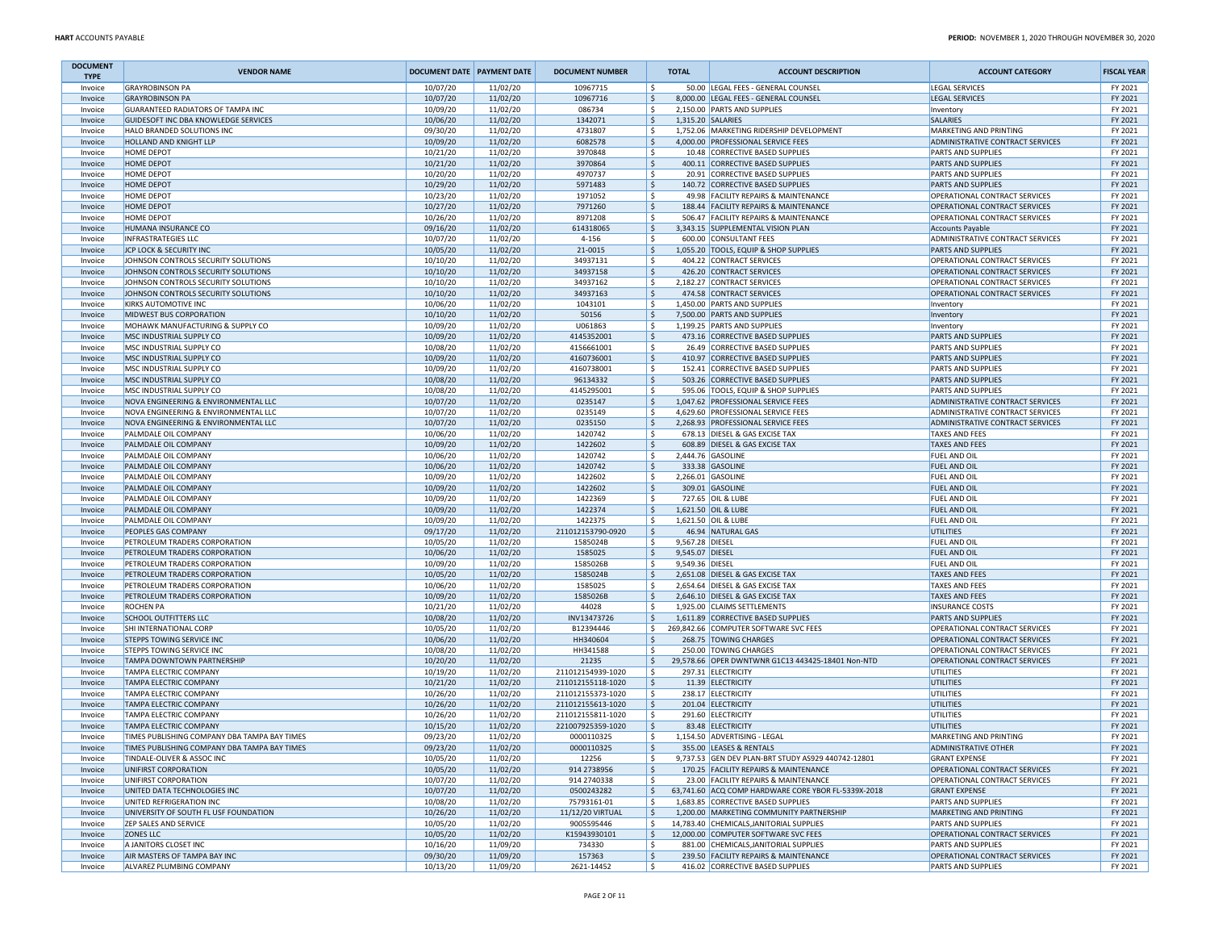| DOCUMENT TYPE | VENDOR NAME | DOCUMENT DATE | PAYMENT DATE | DOCUMENT NUMBER | TOTAL | ACCOUNT DESCRIPTION | ACCOUNT CATEGORY | FISCAL YEAR |
|---|---|---|---|---|---|---|---|---|
| Invoice | GRAYROBINSON PA | 10/07/20 | 11/02/20 | 10967715 | $ 50.00 | LEGAL FEES - GENERAL COUNSEL | LEGAL SERVICES | FY 2021 |
| Invoice | GRAYROBINSON PA | 10/07/20 | 11/02/20 | 10967716 | $ 8,000.00 | LEGAL FEES - GENERAL COUNSEL | LEGAL SERVICES | FY 2021 |
| Invoice | GUARANTEED RADIATORS OF TAMPA INC | 10/09/20 | 11/02/20 | 086734 | $ 2,150.00 | PARTS AND SUPPLIES | Inventory | FY 2021 |
| Invoice | GUIDESOFT INC DBA KNOWLEDGE SERVICES | 10/06/20 | 11/02/20 | 1342071 | $ 1,315.20 | SALARIES | SALARIES | FY 2021 |
| Invoice | HALO BRANDED SOLUTIONS INC | 09/30/20 | 11/02/20 | 4731807 | $ 1,752.06 | MARKETING RIDERSHIP DEVELOPMENT | MARKETING AND PRINTING | FY 2021 |
| Invoice | HOLLAND AND KNIGHT LLP | 10/09/20 | 11/02/20 | 6082578 | $ 4,000.00 | PROFESSIONAL SERVICE FEES | ADMINISTRATIVE CONTRACT SERVICES | FY 2021 |
| Invoice | HOME DEPOT | 10/21/20 | 11/02/20 | 3970848 | $ 10.48 | CORRECTIVE BASED SUPPLIES | PARTS AND SUPPLIES | FY 2021 |
| Invoice | HOME DEPOT | 10/21/20 | 11/02/20 | 3970864 | $ 400.11 | CORRECTIVE BASED SUPPLIES | PARTS AND SUPPLIES | FY 2021 |
| Invoice | HOME DEPOT | 10/20/20 | 11/02/20 | 4970737 | $ 20.91 | CORRECTIVE BASED SUPPLIES | PARTS AND SUPPLIES | FY 2021 |
| Invoice | HOME DEPOT | 10/29/20 | 11/02/20 | 5971483 | $ 140.72 | CORRECTIVE BASED SUPPLIES | PARTS AND SUPPLIES | FY 2021 |
| Invoice | HOME DEPOT | 10/23/20 | 11/02/20 | 1971052 | $ 49.98 | FACILITY REPAIRS & MAINTENANCE | OPERATIONAL CONTRACT SERVICES | FY 2021 |
| Invoice | HOME DEPOT | 10/27/20 | 11/02/20 | 7971260 | $ 188.44 | FACILITY REPAIRS & MAINTENANCE | OPERATIONAL CONTRACT SERVICES | FY 2021 |
| Invoice | HOME DEPOT | 10/26/20 | 11/02/20 | 8971208 | $ 506.47 | FACILITY REPAIRS & MAINTENANCE | OPERATIONAL CONTRACT SERVICES | FY 2021 |
| Invoice | HUMANA INSURANCE CO | 09/16/20 | 11/02/20 | 614318065 | $ 3,343.15 | SUPPLEMENTAL VISION PLAN | Accounts Payable | FY 2021 |
| Invoice | INFRASTRATEGIES LLC | 10/07/20 | 11/02/20 | 4-156 | $ 600.00 | CONSULTANT FEES | ADMINISTRATIVE CONTRACT SERVICES | FY 2021 |
| Invoice | JCP LOCK & SECURITY INC | 10/05/20 | 11/02/20 | 21-0015 | $ 1,055.20 | TOOLS, EQUIP & SHOP SUPPLIES | PARTS AND SUPPLIES | FY 2021 |
| Invoice | JOHNSON CONTROLS SECURITY SOLUTIONS | 10/10/20 | 11/02/20 | 34937131 | $ 404.22 | CONTRACT SERVICES | OPERATIONAL CONTRACT SERVICES | FY 2021 |
| Invoice | JOHNSON CONTROLS SECURITY SOLUTIONS | 10/10/20 | 11/02/20 | 34937158 | $ 426.20 | CONTRACT SERVICES | OPERATIONAL CONTRACT SERVICES | FY 2021 |
| Invoice | JOHNSON CONTROLS SECURITY SOLUTIONS | 10/10/20 | 11/02/20 | 34937162 | $ 2,182.27 | CONTRACT SERVICES | OPERATIONAL CONTRACT SERVICES | FY 2021 |
| Invoice | JOHNSON CONTROLS SECURITY SOLUTIONS | 10/10/20 | 11/02/20 | 34937163 | $ 474.58 | CONTRACT SERVICES | OPERATIONAL CONTRACT SERVICES | FY 2021 |
| Invoice | KIRKS AUTOMOTIVE INC | 10/06/20 | 11/02/20 | 1043101 | $ 1,450.00 | PARTS AND SUPPLIES | Inventory | FY 2021 |
| Invoice | MIDWEST BUS CORPORATION | 10/10/20 | 11/02/20 | 50156 | $ 7,500.00 | PARTS AND SUPPLIES | Inventory | FY 2021 |
| Invoice | MOHAWK MANUFACTURING & SUPPLY CO | 10/09/20 | 11/02/20 | U061863 | $ 1,199.25 | PARTS AND SUPPLIES | Inventory | FY 2021 |
| Invoice | MSC INDUSTRIAL SUPPLY CO | 10/09/20 | 11/02/20 | 4145352001 | $ 473.16 | CORRECTIVE BASED SUPPLIES | PARTS AND SUPPLIES | FY 2021 |
| Invoice | MSC INDUSTRIAL SUPPLY CO | 10/08/20 | 11/02/20 | 4156661001 | $ 26.49 | CORRECTIVE BASED SUPPLIES | PARTS AND SUPPLIES | FY 2021 |
| Invoice | MSC INDUSTRIAL SUPPLY CO | 10/09/20 | 11/02/20 | 4160736001 | $ 410.97 | CORRECTIVE BASED SUPPLIES | PARTS AND SUPPLIES | FY 2021 |
| Invoice | MSC INDUSTRIAL SUPPLY CO | 10/09/20 | 11/02/20 | 4160738001 | $ 152.41 | CORRECTIVE BASED SUPPLIES | PARTS AND SUPPLIES | FY 2021 |
| Invoice | MSC INDUSTRIAL SUPPLY CO | 10/08/20 | 11/02/20 | 96134332 | $ 503.26 | CORRECTIVE BASED SUPPLIES | PARTS AND SUPPLIES | FY 2021 |
| Invoice | MSC INDUSTRIAL SUPPLY CO | 10/08/20 | 11/02/20 | 4145295001 | $ 595.06 | TOOLS, EQUIP & SHOP SUPPLIES | PARTS AND SUPPLIES | FY 2021 |
| Invoice | NOVA ENGINEERING & ENVIRONMENTAL LLC | 10/07/20 | 11/02/20 | 0235147 | $ 1,047.62 | PROFESSIONAL SERVICE FEES | ADMINISTRATIVE CONTRACT SERVICES | FY 2021 |
| Invoice | NOVA ENGINEERING & ENVIRONMENTAL LLC | 10/07/20 | 11/02/20 | 0235149 | $ 4,629.60 | PROFESSIONAL SERVICE FEES | ADMINISTRATIVE CONTRACT SERVICES | FY 2021 |
| Invoice | NOVA ENGINEERING & ENVIRONMENTAL LLC | 10/07/20 | 11/02/20 | 0235150 | $ 2,268.93 | PROFESSIONAL SERVICE FEES | ADMINISTRATIVE CONTRACT SERVICES | FY 2021 |
| Invoice | PALMDALE OIL COMPANY | 10/06/20 | 11/02/20 | 1420742 | $ 678.13 | DIESEL & GAS EXCISE TAX | TAXES AND FEES | FY 2021 |
| Invoice | PALMDALE OIL COMPANY | 10/09/20 | 11/02/20 | 1422602 | $ 608.89 | DIESEL & GAS EXCISE TAX | TAXES AND FEES | FY 2021 |
| Invoice | PALMDALE OIL COMPANY | 10/06/20 | 11/02/20 | 1420742 | $ 2,444.76 | GASOLINE | FUEL AND OIL | FY 2021 |
| Invoice | PALMDALE OIL COMPANY | 10/06/20 | 11/02/20 | 1420742 | $ 333.38 | GASOLINE | FUEL AND OIL | FY 2021 |
| Invoice | PALMDALE OIL COMPANY | 10/09/20 | 11/02/20 | 1422602 | $ 2,266.01 | GASOLINE | FUEL AND OIL | FY 2021 |
| Invoice | PALMDALE OIL COMPANY | 10/09/20 | 11/02/20 | 1422602 | $ 309.01 | GASOLINE | FUEL AND OIL | FY 2021 |
| Invoice | PALMDALE OIL COMPANY | 10/09/20 | 11/02/20 | 1422369 | $ 727.65 | OIL & LUBE | FUEL AND OIL | FY 2021 |
| Invoice | PALMDALE OIL COMPANY | 10/09/20 | 11/02/20 | 1422374 | $ 1,621.50 | OIL & LUBE | FUEL AND OIL | FY 2021 |
| Invoice | PALMDALE OIL COMPANY | 10/09/20 | 11/02/20 | 1422375 | $ 1,621.50 | OIL & LUBE | FUEL AND OIL | FY 2021 |
| Invoice | PEOPLES GAS COMPANY | 09/17/20 | 11/02/20 | 211012153790-0920 | $ 46.94 | NATURAL GAS | UTILITIES | FY 2021 |
| Invoice | PETROLEUM TRADERS CORPORATION | 10/05/20 | 11/02/20 | 1585024B | $ 9,567.28 | DIESEL | FUEL AND OIL | FY 2021 |
| Invoice | PETROLEUM TRADERS CORPORATION | 10/06/20 | 11/02/20 | 1585025 | $ 9,545.07 | DIESEL | FUEL AND OIL | FY 2021 |
| Invoice | PETROLEUM TRADERS CORPORATION | 10/09/20 | 11/02/20 | 1585026B | $ 9,549.36 | DIESEL | FUEL AND OIL | FY 2021 |
| Invoice | PETROLEUM TRADERS CORPORATION | 10/05/20 | 11/02/20 | 1585024B | $ 2,651.08 | DIESEL & GAS EXCISE TAX | TAXES AND FEES | FY 2021 |
| Invoice | PETROLEUM TRADERS CORPORATION | 10/06/20 | 11/02/20 | 1585025 | $ 2,654.64 | DIESEL & GAS EXCISE TAX | TAXES AND FEES | FY 2021 |
| Invoice | PETROLEUM TRADERS CORPORATION | 10/09/20 | 11/02/20 | 1585026B | $ 2,646.10 | DIESEL & GAS EXCISE TAX | TAXES AND FEES | FY 2021 |
| Invoice | ROCHEN PA | 10/21/20 | 11/02/20 | 44028 | $ 1,925.00 | CLAIMS SETTLEMENTS | INSURANCE COSTS | FY 2021 |
| Invoice | SCHOOL OUTFITTERS LLC | 10/08/20 | 11/02/20 | INV13473726 | $ 1,611.89 | CORRECTIVE BASED SUPPLIES | PARTS AND SUPPLIES | FY 2021 |
| Invoice | SHI INTERNATIONAL CORP | 10/05/20 | 11/02/20 | B12394446 | $ 269,842.66 | COMPUTER SOFTWARE SVC FEES | OPERATIONAL CONTRACT SERVICES | FY 2021 |
| Invoice | STEPPS TOWING SERVICE INC | 10/06/20 | 11/02/20 | HH340604 | $ 268.75 | TOWING CHARGES | OPERATIONAL CONTRACT SERVICES | FY 2021 |
| Invoice | STEPPS TOWING SERVICE INC | 10/08/20 | 11/02/20 | HH341588 | $ 250.00 | TOWING CHARGES | OPERATIONAL CONTRACT SERVICES | FY 2021 |
| Invoice | TAMPA DOWNTOWN PARTNERSHIP | 10/20/20 | 11/02/20 | 21235 | $ 29,578.66 | OPER DWNTWNR G1C13 443425-18401 Non-NTD | OPERATIONAL CONTRACT SERVICES | FY 2021 |
| Invoice | TAMPA ELECTRIC COMPANY | 10/19/20 | 11/02/20 | 211012154939-1020 | $ 297.31 | ELECTRICITY | UTILITIES | FY 2021 |
| Invoice | TAMPA ELECTRIC COMPANY | 10/21/20 | 11/02/20 | 211012155118-1020 | $ 11.39 | ELECTRICITY | UTILITIES | FY 2021 |
| Invoice | TAMPA ELECTRIC COMPANY | 10/26/20 | 11/02/20 | 211012155373-1020 | $ 238.17 | ELECTRICITY | UTILITIES | FY 2021 |
| Invoice | TAMPA ELECTRIC COMPANY | 10/26/20 | 11/02/20 | 211012155613-1020 | $ 201.04 | ELECTRICITY | UTILITIES | FY 2021 |
| Invoice | TAMPA ELECTRIC COMPANY | 10/26/20 | 11/02/20 | 211012155811-1020 | $ 291.60 | ELECTRICITY | UTILITIES | FY 2021 |
| Invoice | TAMPA ELECTRIC COMPANY | 10/15/20 | 11/02/20 | 221007925359-1020 | $ 83.48 | ELECTRICITY | UTILITIES | FY 2021 |
| Invoice | TIMES PUBLISHING COMPANY DBA TAMPA BAY TIMES | 09/23/20 | 11/02/20 | 0000110325 | $ 1,154.50 | ADVERTISING - LEGAL | MARKETING AND PRINTING | FY 2021 |
| Invoice | TIMES PUBLISHING COMPANY DBA TAMPA BAY TIMES | 09/23/20 | 11/02/20 | 0000110325 | $ 355.00 | LEASES & RENTALS | ADMINISTRATIVE OTHER | FY 2021 |
| Invoice | TINDALE-OLIVER & ASSOC INC | 10/05/20 | 11/02/20 | 12256 | $ 9,737.53 | GEN DEV PLAN-BRT STUDY AS929 440742-12801 | GRANT EXPENSE | FY 2021 |
| Invoice | UNIFIRST CORPORATION | 10/05/20 | 11/02/20 | 914 2738956 | $ 170.25 | FACILITY REPAIRS & MAINTENANCE | OPERATIONAL CONTRACT SERVICES | FY 2021 |
| Invoice | UNIFIRST CORPORATION | 10/07/20 | 11/02/20 | 914 2740338 | $ 23.00 | FACILITY REPAIRS & MAINTENANCE | OPERATIONAL CONTRACT SERVICES | FY 2021 |
| Invoice | UNITED DATA TECHNOLOGIES INC | 10/07/20 | 11/02/20 | 0500243282 | $ 63,741.60 | ACQ COMP HARDWARE CORE YBOR FL-5339X-2018 | GRANT EXPENSE | FY 2021 |
| Invoice | UNITED REFRIGERATION INC | 10/08/20 | 11/02/20 | 75793161-01 | $ 1,683.85 | CORRECTIVE BASED SUPPLIES | PARTS AND SUPPLIES | FY 2021 |
| Invoice | UNIVERSITY OF SOUTH FL USF FOUNDATION | 10/26/20 | 11/02/20 | 11/12/20 VIRTUAL | $ 1,200.00 | MARKETING COMMUNITY PARTNERSHIP | MARKETING AND PRINTING | FY 2021 |
| Invoice | ZEP SALES AND SERVICE | 10/05/20 | 11/02/20 | 9005595446 | $ 14,783.40 | CHEMICALS,JANITORIAL SUPPLIES | PARTS AND SUPPLIES | FY 2021 |
| Invoice | ZONES LLC | 10/05/20 | 11/02/20 | K15943930101 | $ 12,000.00 | COMPUTER SOFTWARE SVC FEES | OPERATIONAL CONTRACT SERVICES | FY 2021 |
| Invoice | A JANITORS CLOSET INC | 10/16/20 | 11/09/20 | 734330 | $ 881.00 | CHEMICALS,JANITORIAL SUPPLIES | PARTS AND SUPPLIES | FY 2021 |
| Invoice | AIR MASTERS OF TAMPA BAY INC | 09/30/20 | 11/09/20 | 157363 | $ 239.50 | FACILITY REPAIRS & MAINTENANCE | OPERATIONAL CONTRACT SERVICES | FY 2021 |
| Invoice | ALVAREZ PLUMBING COMPANY | 10/13/20 | 11/09/20 | 2621-14452 | $ 416.02 | CORRECTIVE BASED SUPPLIES | PARTS AND SUPPLIES | FY 2021 |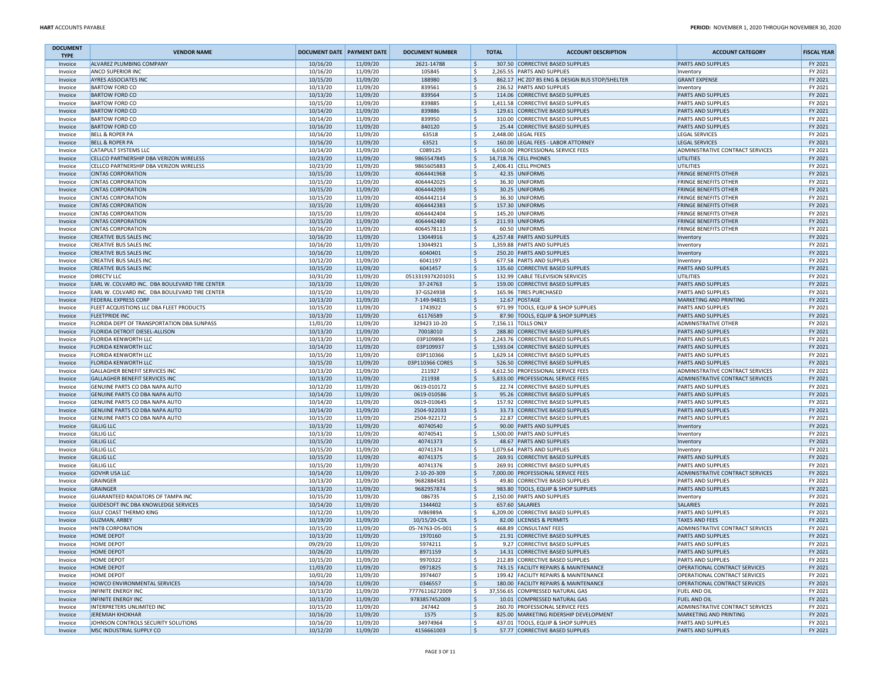| DOCUMENT TYPE | VENDOR NAME | DOCUMENT DATE | PAYMENT DATE | DOCUMENT NUMBER | TOTAL | ACCOUNT DESCRIPTION | ACCOUNT CATEGORY | FISCAL YEAR |
|---|---|---|---|---|---|---|---|---|
| Invoice | ALVAREZ PLUMBING COMPANY | 10/16/20 | 11/09/20 | 2621-14788 | $ 307.50 | CORRECTIVE BASED SUPPLIES | PARTS AND SUPPLIES | FY 2021 |
| Invoice | ANCO SUPERIOR INC | 10/16/20 | 11/09/20 | 105845 | $ 2,265.55 | PARTS AND SUPPLIES | Inventory | FY 2021 |
| Invoice | AYRES ASSOCIATES INC | 10/15/20 | 11/09/20 | 188980 | $ 862.17 | HC Z07 BS ENG & DESIGN BUS STOP/SHELTER | GRANT EXPENSE | FY 2021 |
| Invoice | BARTOW FORD CO | 10/13/20 | 11/09/20 | 839561 | $ 236.52 | PARTS AND SUPPLIES | Inventory | FY 2021 |
| Invoice | BARTOW FORD CO | 10/13/20 | 11/09/20 | 839564 | $ 114.06 | CORRECTIVE BASED SUPPLIES | PARTS AND SUPPLIES | FY 2021 |
| Invoice | BARTOW FORD CO | 10/15/20 | 11/09/20 | 839885 | $ 1,411.58 | CORRECTIVE BASED SUPPLIES | PARTS AND SUPPLIES | FY 2021 |
| Invoice | BARTOW FORD CO | 10/14/20 | 11/09/20 | 839886 | $ 129.61 | CORRECTIVE BASED SUPPLIES | PARTS AND SUPPLIES | FY 2021 |
| Invoice | BARTOW FORD CO | 10/14/20 | 11/09/20 | 839950 | $ 310.00 | CORRECTIVE BASED SUPPLIES | PARTS AND SUPPLIES | FY 2021 |
| Invoice | BARTOW FORD CO | 10/16/20 | 11/09/20 | 840120 | $ 25.44 | CORRECTIVE BASED SUPPLIES | PARTS AND SUPPLIES | FY 2021 |
| Invoice | BELL & ROPER PA | 10/16/20 | 11/09/20 | 63518 | $ 2,448.00 | LEGAL FEES | LEGAL SERVICES | FY 2021 |
| Invoice | BELL & ROPER PA | 10/16/20 | 11/09/20 | 63521 | $ 160.00 | LEGAL FEES - LABOR ATTORNEY | LEGAL SERVICES | FY 2021 |
| Invoice | CATAPULT SYSTEMS LLC | 10/14/20 | 11/09/20 | C089125 | $ 6,650.00 | PROFESSIONAL SERVICE FEES | ADMINISTRATIVE CONTRACT SERVICES | FY 2021 |
| Invoice | CELLCO PARTNERSHIP DBA VERIZON WIRELESS | 10/23/20 | 11/09/20 | 9865547845 | $ 14,718.76 | CELL PHONES | UTILITIES | FY 2021 |
| Invoice | CELLCO PARTNERSHIP DBA VERIZON WIRELESS | 10/23/20 | 11/09/20 | 9865605883 | $ 2,406.41 | CELL PHONES | UTILITIES | FY 2021 |
| Invoice | CINTAS CORPORATION | 10/15/20 | 11/09/20 | 4064441968 | $ 42.35 | UNIFORMS | FRINGE BENEFITS OTHER | FY 2021 |
| Invoice | CINTAS CORPORATION | 10/15/20 | 11/09/20 | 4064442025 | $ 36.30 | UNIFORMS | FRINGE BENEFITS OTHER | FY 2021 |
| Invoice | CINTAS CORPORATION | 10/15/20 | 11/09/20 | 4064442093 | $ 30.25 | UNIFORMS | FRINGE BENEFITS OTHER | FY 2021 |
| Invoice | CINTAS CORPORATION | 10/15/20 | 11/09/20 | 4064442114 | $ 36.30 | UNIFORMS | FRINGE BENEFITS OTHER | FY 2021 |
| Invoice | CINTAS CORPORATION | 10/15/20 | 11/09/20 | 4064442383 | $ 157.30 | UNIFORMS | FRINGE BENEFITS OTHER | FY 2021 |
| Invoice | CINTAS CORPORATION | 10/15/20 | 11/09/20 | 4064442404 | $ 145.20 | UNIFORMS | FRINGE BENEFITS OTHER | FY 2021 |
| Invoice | CINTAS CORPORATION | 10/15/20 | 11/09/20 | 4064442480 | $ 211.93 | UNIFORMS | FRINGE BENEFITS OTHER | FY 2021 |
| Invoice | CINTAS CORPORATION | 10/16/20 | 11/09/20 | 4064578113 | $ 60.50 | UNIFORMS | FRINGE BENEFITS OTHER | FY 2021 |
| Invoice | CREATIVE BUS SALES INC | 10/16/20 | 11/09/20 | 13044916 | $ 4,257.48 | PARTS AND SUPPLIES | Inventory | FY 2021 |
| Invoice | CREATIVE BUS SALES INC | 10/16/20 | 11/09/20 | 13044921 | $ 1,359.88 | PARTS AND SUPPLIES | Inventory | FY 2021 |
| Invoice | CREATIVE BUS SALES INC | 10/16/20 | 11/09/20 | 6040401 | $ 250.20 | PARTS AND SUPPLIES | Inventory | FY 2021 |
| Invoice | CREATIVE BUS SALES INC | 10/12/20 | 11/09/20 | 6041197 | $ 677.58 | PARTS AND SUPPLIES | Inventory | FY 2021 |
| Invoice | CREATIVE BUS SALES INC | 10/15/20 | 11/09/20 | 6041457 | $ 135.60 | CORRECTIVE BASED SUPPLIES | PARTS AND SUPPLIES | FY 2021 |
| Invoice | DIRECTV LLC | 10/31/20 | 11/09/20 | 051331937X201031 | $ 132.99 | CABLE TELEVISION SERVICES | UTILITIES | FY 2021 |
| Invoice | EARL W. COLVARD INC. DBA BOULEVARD TIRE CENTER | 10/13/20 | 11/09/20 | 37-24763 | $ 159.00 | CORRECTIVE BASED SUPPLIES | PARTS AND SUPPLIES | FY 2021 |
| Invoice | EARL W. COLVARD INC. DBA BOULEVARD TIRE CENTER | 10/15/20 | 11/09/20 | 37-GS24938 | $ 165.96 | TIRES PURCHASED | PARTS AND SUPPLIES | FY 2021 |
| Invoice | FEDERAL EXPRESS CORP | 10/13/20 | 11/09/20 | 7-149-94815 | $ 12.67 | POSTAGE | MARKETING AND PRINTING | FY 2021 |
| Invoice | FLEET ACQUISTIONS LLC DBA FLEET PRODUCTS | 10/15/20 | 11/09/20 | 1743922 | $ 971.99 | TOOLS, EQUIP & SHOP SUPPLIES | PARTS AND SUPPLIES | FY 2021 |
| Invoice | FLEETPRIDE INC | 10/13/20 | 11/09/20 | 61176589 | $ 87.90 | TOOLS, EQUIP & SHOP SUPPLIES | PARTS AND SUPPLIES | FY 2021 |
| Invoice | FLORIDA DEPT OF TRANSPORTATION DBA SUNPASS | 11/01/20 | 11/09/20 | 329423 10-20 | $ 7,156.11 | TOLLS ONLY | ADMINISTRATIVE OTHER | FY 2021 |
| Invoice | FLORIDA DETROIT DIESEL-ALLISON | 10/13/20 | 11/09/20 | 70018010 | $ 288.80 | CORRECTIVE BASED SUPPLIES | PARTS AND SUPPLIES | FY 2021 |
| Invoice | FLORIDA KENWORTH LLC | 10/13/20 | 11/09/20 | 03P109894 | $ 2,243.76 | CORRECTIVE BASED SUPPLIES | PARTS AND SUPPLIES | FY 2021 |
| Invoice | FLORIDA KENWORTH LLC | 10/14/20 | 11/09/20 | 03P109937 | $ 1,593.04 | CORRECTIVE BASED SUPPLIES | PARTS AND SUPPLIES | FY 2021 |
| Invoice | FLORIDA KENWORTH LLC | 10/15/20 | 11/09/20 | 03P110366 | $ 1,629.14 | CORRECTIVE BASED SUPPLIES | PARTS AND SUPPLIES | FY 2021 |
| Invoice | FLORIDA KENWORTH LLC | 10/15/20 | 11/09/20 | 03P110366 CORES | $ 526.50 | CORRECTIVE BASED SUPPLIES | PARTS AND SUPPLIES | FY 2021 |
| Invoice | GALLAGHER BENEFIT SERVICES INC | 10/13/20 | 11/09/20 | 211927 | $ 4,612.50 | PROFESSIONAL SERVICE FEES | ADMINISTRATIVE CONTRACT SERVICES | FY 2021 |
| Invoice | GALLAGHER BENEFIT SERVICES INC | 10/13/20 | 11/09/20 | 211938 | $ 5,833.00 | PROFESSIONAL SERVICE FEES | ADMINISTRATIVE CONTRACT SERVICES | FY 2021 |
| Invoice | GENUINE PARTS CO DBA NAPA AUTO | 10/12/20 | 11/09/20 | 0619-010172 | $ 22.74 | CORRECTIVE BASED SUPPLIES | PARTS AND SUPPLIES | FY 2021 |
| Invoice | GENUINE PARTS CO DBA NAPA AUTO | 10/14/20 | 11/09/20 | 0619-010586 | $ 95.26 | CORRECTIVE BASED SUPPLIES | PARTS AND SUPPLIES | FY 2021 |
| Invoice | GENUINE PARTS CO DBA NAPA AUTO | 10/14/20 | 11/09/20 | 0619-010645 | $ 157.92 | CORRECTIVE BASED SUPPLIES | PARTS AND SUPPLIES | FY 2021 |
| Invoice | GENUINE PARTS CO DBA NAPA AUTO | 10/14/20 | 11/09/20 | 2504-922033 | $ 33.73 | CORRECTIVE BASED SUPPLIES | PARTS AND SUPPLIES | FY 2021 |
| Invoice | GENUINE PARTS CO DBA NAPA AUTO | 10/15/20 | 11/09/20 | 2504-922172 | $ 22.87 | CORRECTIVE BASED SUPPLIES | PARTS AND SUPPLIES | FY 2021 |
| Invoice | GILLIG LLC | 10/13/20 | 11/09/20 | 40740540 | $ 90.00 | PARTS AND SUPPLIES | Inventory | FY 2021 |
| Invoice | GILLIG LLC | 10/13/20 | 11/09/20 | 40740541 | $ 1,500.00 | PARTS AND SUPPLIES | Inventory | FY 2021 |
| Invoice | GILLIG LLC | 10/15/20 | 11/09/20 | 40741373 | $ 48.67 | PARTS AND SUPPLIES | Inventory | FY 2021 |
| Invoice | GILLIG LLC | 10/15/20 | 11/09/20 | 40741374 | $ 1,079.64 | PARTS AND SUPPLIES | Inventory | FY 2021 |
| Invoice | GILLIG LLC | 10/15/20 | 11/09/20 | 40741375 | $ 269.91 | CORRECTIVE BASED SUPPLIES | PARTS AND SUPPLIES | FY 2021 |
| Invoice | GILLIG LLC | 10/15/20 | 11/09/20 | 40741376 | $ 269.91 | CORRECTIVE BASED SUPPLIES | PARTS AND SUPPLIES | FY 2021 |
| Invoice | GOVHR USA LLC | 10/14/20 | 11/09/20 | 2-10-20-309 | $ 7,000.00 | PROFESSIONAL SERVICE FEES | ADMINISTRATIVE CONTRACT SERVICES | FY 2021 |
| Invoice | GRAINGER | 10/13/20 | 11/09/20 | 9682884581 | $ 49.80 | CORRECTIVE BASED SUPPLIES | PARTS AND SUPPLIES | FY 2021 |
| Invoice | GRAINGER | 10/13/20 | 11/09/20 | 9682957874 | $ 983.80 | TOOLS, EQUIP & SHOP SUPPLIES | PARTS AND SUPPLIES | FY 2021 |
| Invoice | GUARANTEED RADIATORS OF TAMPA INC | 10/15/20 | 11/09/20 | 086735 | $ 2,150.00 | PARTS AND SUPPLIES | Inventory | FY 2021 |
| Invoice | GUIDESOFT INC DBA KNOWLEDGE SERVICES | 10/14/20 | 11/09/20 | 1344402 | $ 657.60 | SALARIES | SALARIES | FY 2021 |
| Invoice | GULF COAST THERMO KING | 10/12/20 | 11/09/20 | IV86989A | $ 6,209.00 | CORRECTIVE BASED SUPPLIES | PARTS AND SUPPLIES | FY 2021 |
| Invoice | GUZMAN, ARBEY | 10/19/20 | 11/09/20 | 10/15/20-CDL | $ 82.00 | LICENSES & PERMITS | TAXES AND FEES | FY 2021 |
| Invoice | HNTB CORPORATION | 10/15/20 | 11/09/20 | 05-74763-DS-001 | $ 468.89 | CONSULTANT FEES | ADMINISTRATIVE CONTRACT SERVICES | FY 2021 |
| Invoice | HOME DEPOT | 10/13/20 | 11/09/20 | 1970160 | $ 21.91 | CORRECTIVE BASED SUPPLIES | PARTS AND SUPPLIES | FY 2021 |
| Invoice | HOME DEPOT | 09/29/20 | 11/09/20 | 5974211 | $ 9.27 | CORRECTIVE BASED SUPPLIES | PARTS AND SUPPLIES | FY 2021 |
| Invoice | HOME DEPOT | 10/26/20 | 11/09/20 | 8971159 | $ 14.31 | CORRECTIVE BASED SUPPLIES | PARTS AND SUPPLIES | FY 2021 |
| Invoice | HOME DEPOT | 10/15/20 | 11/09/20 | 9970322 | $ 212.89 | CORRECTIVE BASED SUPPLIES | PARTS AND SUPPLIES | FY 2021 |
| Invoice | HOME DEPOT | 11/03/20 | 11/09/20 | 0971825 | $ 743.15 | FACILITY REPAIRS & MAINTENANCE | OPERATIONAL CONTRACT SERVICES | FY 2021 |
| Invoice | HOME DEPOT | 10/01/20 | 11/09/20 | 3974407 | $ 199.42 | FACILITY REPAIRS & MAINTENANCE | OPERATIONAL CONTRACT SERVICES | FY 2021 |
| Invoice | HOWCO ENVIRONMENTAL SERVICES | 10/14/20 | 11/09/20 | 0346557 | $ 180.00 | FACILITY REPAIRS & MAINTENANCE | OPERATIONAL CONTRACT SERVICES | FY 2021 |
| Invoice | INFINITE ENERGY INC | 10/13/20 | 11/09/20 | 77776116272009 | $ 37,556.65 | COMPRESSED NATURAL GAS | FUEL AND OIL | FY 2021 |
| Invoice | INFINITE ENERGY INC | 10/13/20 | 11/09/20 | 9783857452009 | $ 10.01 | COMPRESSED NATURAL GAS | FUEL AND OIL | FY 2021 |
| Invoice | INTERPRETERS UNLIMITED INC | 10/15/20 | 11/09/20 | 247442 | $ 260.70 | PROFESSIONAL SERVICE FEES | ADMINISTRATIVE CONTRACT SERVICES | FY 2021 |
| Invoice | JEREMIAH KHOKHAR | 10/16/20 | 11/09/20 | 1575 | $ 825.00 | MARKETING RIDERSHIP DEVELOPMENT | MARKETING AND PRINTING | FY 2021 |
| Invoice | JOHNSON CONTROLS SECURITY SOLUTIONS | 10/16/20 | 11/09/20 | 34974964 | $ 437.01 | TOOLS, EQUIP & SHOP SUPPLIES | PARTS AND SUPPLIES | FY 2021 |
| Invoice | MSC INDUSTRIAL SUPPLY CO | 10/12/20 | 11/09/20 | 4156661003 | $ 57.77 | CORRECTIVE BASED SUPPLIES | PARTS AND SUPPLIES | FY 2021 |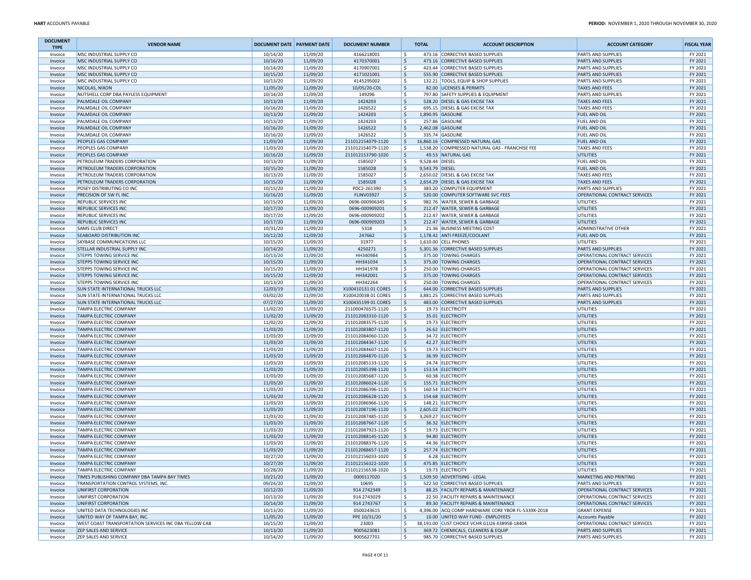| DOCUMENT TYPE | VENDOR NAME | DOCUMENT DATE | PAYMENT DATE | DOCUMENT NUMBER | TOTAL | ACCOUNT DESCRIPTION | ACCOUNT CATEGORY | FISCAL YEAR |
|---|---|---|---|---|---|---|---|---|
| Invoice | MSC INDUSTRIAL SUPPLY CO | 10/14/20 | 11/09/20 | 4166218001 | $ 473.16 | CORRECTIVE BASED SUPPLIES | PARTS AND SUPPLIES | FY 2021 |
| Invoice | MSC INDUSTRIAL SUPPLY CO | 10/16/20 | 11/09/20 | 4170370001 | $ 473.16 | CORRECTIVE BASED SUPPLIES | PARTS AND SUPPLIES | FY 2021 |
| Invoice | MSC INDUSTRIAL SUPPLY CO | 10/14/20 | 11/09/20 | 4170907001 | $ 423.44 | CORRECTIVE BASED SUPPLIES | PARTS AND SUPPLIES | FY 2021 |
| Invoice | MSC INDUSTRIAL SUPPLY CO | 10/15/20 | 11/09/20 | 4171021001 | $ 555.90 | CORRECTIVE BASED SUPPLIES | PARTS AND SUPPLIES | FY 2021 |
| Invoice | MSC INDUSTRIAL SUPPLY CO | 10/13/20 | 11/09/20 | 4145295002 | $ 132.21 | TOOLS, EQUIP & SHOP SUPPLIES | PARTS AND SUPPLIES | FY 2021 |
| Invoice | NICOLAS, NIXON | 11/05/20 | 11/09/20 | 10/05/20-CDL | $ 82.00 | LICENSES & PERMITS | TAXES AND FEES | FY 2021 |
| Invoice | NUTSHELL CORP DBA PAYLESS EQUIPMENT | 10/14/20 | 11/09/20 | 149296 | $ 797.80 | SAFETY SUPPLIES & EQUIPMENT | PARTS AND SUPPLIES | FY 2021 |
| Invoice | PALMDALE OIL COMPANY | 10/13/20 | 11/09/20 | 1424203 | $ 528.20 | DIESEL & GAS EXCISE TAX | TAXES AND FEES | FY 2021 |
| Invoice | PALMDALE OIL COMPANY | 10/16/20 | 11/09/20 | 1426522 | $ 695.15 | DIESEL & GAS EXCISE TAX | TAXES AND FEES | FY 2021 |
| Invoice | PALMDALE OIL COMPANY | 10/13/20 | 11/09/20 | 1424203 | $ 1,890.95 | GASOLINE | FUEL AND OIL | FY 2021 |
| Invoice | PALMDALE OIL COMPANY | 10/13/20 | 11/09/20 | 1424203 | $ 257.86 | GASOLINE | FUEL AND OIL | FY 2021 |
| Invoice | PALMDALE OIL COMPANY | 10/16/20 | 11/09/20 | 1426522 | $ 2,462.08 | GASOLINE | FUEL AND OIL | FY 2021 |
| Invoice | PALMDALE OIL COMPANY | 10/16/20 | 11/09/20 | 1426522 | $ 335.74 | GASOLINE | FUEL AND OIL | FY 2021 |
| Invoice | PEOPLES GAS COMPANY | 11/03/20 | 11/09/20 | 211012154079-1120 | $ 16,860.16 | COMPRESSED NATURAL GAS | FUEL AND OIL | FY 2021 |
| Invoice | PEOPLES GAS COMPANY | 11/03/20 | 11/09/20 | 211012154079-1120 | $ 1,538.20 | COMPRESSED NATURAL GAS - FRANCHISE FEE | TAXES AND FEES | FY 2021 |
| Invoice | PEOPLES GAS COMPANY | 10/16/20 | 11/09/20 | 211012153790-1020 | $ 49.53 | NATURAL GAS | UTILITIES | FY 2021 |
| Invoice | PETROLEUM TRADERS CORPORATION | 10/13/20 | 11/09/20 | 1585027 | $ 9,528.44 | DIESEL | FUEL AND OIL | FY 2021 |
| Invoice | PETROLEUM TRADERS CORPORATION | 10/15/20 | 11/09/20 | 1585028 | $ 9,543.79 | DIESEL | FUEL AND OIL | FY 2021 |
| Invoice | PETROLEUM TRADERS CORPORATION | 10/13/20 | 11/09/20 | 1585027 | $ 2,650.02 | DIESEL & GAS EXCISE TAX | TAXES AND FEES | FY 2021 |
| Invoice | PETROLEUM TRADERS CORPORATION | 10/15/20 | 11/09/20 | 1585028 | $ 2,654.29 | DIESEL & GAS EXCISE TAX | TAXES AND FEES | FY 2021 |
| Invoice | POSEY DISTRIBUTING CO INC | 10/15/20 | 11/09/20 | PDC2-261390 | $ 383.20 | COMPUTER EQUIPMENT | PARTS AND SUPPLIES | FY 2021 |
| Invoice | PRECISION OF SW FL INC | 10/16/20 | 11/09/20 | FLINV03927 | $ 520.00 | COMPUTER SOFTWARE SVC FEES | OPERATIONAL CONTRACT SERVICES | FY 2021 |
| Invoice | REPUBLIC SERVICES INC | 10/15/20 | 11/09/20 | 0696-000906345 | $ 982.76 | WATER, SEWER & GARBAGE | UTILITIES | FY 2021 |
| Invoice | REPUBLIC SERVICES INC | 10/17/20 | 11/09/20 | 0696-000909201 | $ 212.47 | WATER, SEWER & GARBAGE | UTILITIES | FY 2021 |
| Invoice | REPUBLIC SERVICES INC | 10/17/20 | 11/09/20 | 0696-000909202 | $ 212.47 | WATER, SEWER & GARBAGE | UTILITIES | FY 2021 |
| Invoice | REPUBLIC SERVICES INC | 10/17/20 | 11/09/20 | 0696-000909203 | $ 212.47 | WATER, SEWER & GARBAGE | UTILITIES | FY 2021 |
| Invoice | SAMS CLUB DIRECT | 10/31/20 | 11/09/20 | 5318 | $ 21.36 | BUSINESS MEETING COST | ADMINISTRATIVE OTHER | FY 2021 |
| Invoice | SEABOARD DISTRIBUTION INC | 10/12/20 | 11/09/20 | 247662 | $ 1,178.42 | ANTI FREEZE/COOLANT | FUEL AND OIL | FY 2021 |
| Invoice | SKYBASE COMMUNICATIONS LLC | 10/15/20 | 11/09/20 | 31977 | $ 1,610.00 | CELL PHONES | UTILITIES | FY 2021 |
| Invoice | STELLAR INDUSTRIAL SUPPLY INC | 10/14/20 | 11/09/20 | 4250271 | $ 5,301.36 | CORRECTIVE BASED SUPPLIES | PARTS AND SUPPLIES | FY 2021 |
| Invoice | STEPPS TOWING SERVICE INC | 10/13/20 | 11/09/20 | HH340984 | $ 375.00 | TOWING CHARGES | OPERATIONAL CONTRACT SERVICES | FY 2021 |
| Invoice | STEPPS TOWING SERVICE INC | 10/15/20 | 11/09/20 | HH341034 | $ 375.00 | TOWING CHARGES | OPERATIONAL CONTRACT SERVICES | FY 2021 |
| Invoice | STEPPS TOWING SERVICE INC | 10/15/20 | 11/09/20 | HH341978 | $ 250.00 | TOWING CHARGES | OPERATIONAL CONTRACT SERVICES | FY 2021 |
| Invoice | STEPPS TOWING SERVICE INC | 10/15/20 | 11/09/20 | HH342001 | $ 375.00 | TOWING CHARGES | OPERATIONAL CONTRACT SERVICES | FY 2021 |
| Invoice | STEPPS TOWING SERVICE INC | 10/13/20 | 11/09/20 | HH342264 | $ 250.00 | TOWING CHARGES | OPERATIONAL CONTRACT SERVICES | FY 2021 |
| Invoice | SUN STATE INTERNATIONAL TRUCKS LLC | 12/03/19 | 11/09/20 | X100410131 01 CORES | $ 644.00 | CORRECTIVE BASED SUPPLIES | PARTS AND SUPPLIES | FY 2021 |
| Invoice | SUN STATE INTERNATIONAL TRUCKS LLC | 03/02/20 | 11/09/20 | X100420038 01 CORES | $ 3,881.25 | CORRECTIVE BASED SUPPLIES | PARTS AND SUPPLIES | FY 2021 |
| Invoice | SUN STATE INTERNATIONAL TRUCKS LLC | 07/27/20 | 11/09/20 | X100435199 01 CORES | $ 483.00 | CORRECTIVE BASED SUPPLIES | PARTS AND SUPPLIES | FY 2021 |
| Invoice | TAMPA ELECTRIC COMPANY | 11/02/20 | 11/09/20 | 211000476575-1120 | $ 19.73 | ELECTRICITY | UTILITIES | FY 2021 |
| Invoice | TAMPA ELECTRIC COMPANY | 11/02/20 | 11/09/20 | 211012083310-1120 | $ 35.01 | ELECTRICITY | UTILITIES | FY 2021 |
| Invoice | TAMPA ELECTRIC COMPANY | 11/02/20 | 11/09/20 | 211012083575-1120 | $ 19.73 | ELECTRICITY | UTILITIES | FY 2021 |
| Invoice | TAMPA ELECTRIC COMPANY | 11/03/20 | 11/09/20 | 211012083807-1120 | $ 26.62 | ELECTRICITY | UTILITIES | FY 2021 |
| Invoice | TAMPA ELECTRIC COMPANY | 11/03/20 | 11/09/20 | 211012084060-1120 | $ 34.72 | ELECTRICITY | UTILITIES | FY 2021 |
| Invoice | TAMPA ELECTRIC COMPANY | 11/03/20 | 11/09/20 | 211012084367-1120 | $ 42.27 | ELECTRICITY | UTILITIES | FY 2021 |
| Invoice | TAMPA ELECTRIC COMPANY | 11/03/20 | 11/09/20 | 211012084607-1120 | $ 19.73 | ELECTRICITY | UTILITIES | FY 2021 |
| Invoice | TAMPA ELECTRIC COMPANY | 11/03/20 | 11/09/20 | 211012084870-1120 | $ 36.99 | ELECTRICITY | UTILITIES | FY 2021 |
| Invoice | TAMPA ELECTRIC COMPANY | 11/03/20 | 11/09/20 | 211012085133-1120 | $ 24.74 | ELECTRICITY | UTILITIES | FY 2021 |
| Invoice | TAMPA ELECTRIC COMPANY | 11/03/20 | 11/09/20 | 211012085398-1120 | $ 153.54 | ELECTRICITY | UTILITIES | FY 2021 |
| Invoice | TAMPA ELECTRIC COMPANY | 11/03/20 | 11/09/20 | 211012085687-1120 | $ 60.38 | ELECTRICITY | UTILITIES | FY 2021 |
| Invoice | TAMPA ELECTRIC COMPANY | 11/03/20 | 11/09/20 | 211012086024-1120 | $ 155.71 | ELECTRICITY | UTILITIES | FY 2021 |
| Invoice | TAMPA ELECTRIC COMPANY | 11/03/20 | 11/09/20 | 211012086396-1120 | $ 160.54 | ELECTRICITY | UTILITIES | FY 2021 |
| Invoice | TAMPA ELECTRIC COMPANY | 11/03/20 | 11/09/20 | 211012086628-1120 | $ 154.68 | ELECTRICITY | UTILITIES | FY 2021 |
| Invoice | TAMPA ELECTRIC COMPANY | 11/03/20 | 11/09/20 | 211012086966-1120 | $ 148.21 | ELECTRICITY | UTILITIES | FY 2021 |
| Invoice | TAMPA ELECTRIC COMPANY | 11/03/20 | 11/09/20 | 211012087196-1120 | $ 2,605.02 | ELECTRICITY | UTILITIES | FY 2021 |
| Invoice | TAMPA ELECTRIC COMPANY | 11/03/20 | 11/09/20 | 211012087485-1120 | $ 3,269.27 | ELECTRICITY | UTILITIES | FY 2021 |
| Invoice | TAMPA ELECTRIC COMPANY | 11/03/20 | 11/09/20 | 211012087667-1120 | $ 36.32 | ELECTRICITY | UTILITIES | FY 2021 |
| Invoice | TAMPA ELECTRIC COMPANY | 11/03/20 | 11/09/20 | 211012087923-1120 | $ 19.73 | ELECTRICITY | UTILITIES | FY 2021 |
| Invoice | TAMPA ELECTRIC COMPANY | 11/03/20 | 11/09/20 | 211012088145-1120 | $ 94.80 | ELECTRICITY | UTILITIES | FY 2021 |
| Invoice | TAMPA ELECTRIC COMPANY | 11/03/20 | 11/09/20 | 211012088376-1120 | $ 44.36 | ELECTRICITY | UTILITIES | FY 2021 |
| Invoice | TAMPA ELECTRIC COMPANY | 11/03/20 | 11/09/20 | 211012088657-1120 | $ 257.74 | ELECTRICITY | UTILITIES | FY 2021 |
| Invoice | TAMPA ELECTRIC COMPANY | 10/27/20 | 11/09/20 | 211012156033-1020 | $ 6.28 | ELECTRICITY | UTILITIES | FY 2021 |
| Invoice | TAMPA ELECTRIC COMPANY | 10/27/20 | 11/09/20 | 211012156322-1020 | $ 475.85 | ELECTRICITY | UTILITIES | FY 2021 |
| Invoice | TAMPA ELECTRIC COMPANY | 10/28/20 | 11/09/20 | 211012156538-1020 | $ 19.73 | ELECTRICITY | UTILITIES | FY 2021 |
| Invoice | TIMES PUBLISHING COMPANY DBA TAMPA BAY TIMES | 10/21/20 | 11/09/20 | 0000117020 | $ 1,509.50 | ADVERTISING - LEGAL | MARKETING AND PRINTING | FY 2021 |
| Invoice | TRANSPORTATION CONTROL SYSTEMS, INC. | 09/24/20 | 11/09/20 | 10695 | $ 522.50 | CORRECTIVE BASED SUPPLIES | PARTS AND SUPPLIES | FY 2021 |
| Invoice | UNIFIRST CORPORATION | 10/12/20 | 11/09/20 | 914 2742349 | $ 88.25 | FACILITY REPAIRS & MAINTENANCE | OPERATIONAL CONTRACT SERVICES | FY 2021 |
| Invoice | UNIFIRST CORPORATION | 10/13/20 | 11/09/20 | 914 2743029 | $ 22.50 | FACILITY REPAIRS & MAINTENANCE | OPERATIONAL CONTRACT SERVICES | FY 2021 |
| Invoice | UNIFIRST CORPORATION | 10/14/20 | 11/09/20 | 914 2743767 | $ 89.30 | FACILITY REPAIRS & MAINTENANCE | OPERATIONAL CONTRACT SERVICES | FY 2021 |
| Invoice | UNITED DATA TECHNOLOGIES INC | 10/13/20 | 11/09/20 | 0500243615 | $ 4,396.00 | ACQ COMP HARDWARE CORE YBOR FL-5339X-2018 | GRANT EXPENSE | FY 2021 |
| Invoice | UNITED WAY OF TAMPA BAY, INC. | 11/05/20 | 11/09/20 | PPE 10/31/20 | $ 10.00 | UNITED WAY FUND - EMPLOYEES | Accounts Payable | FY 2021 |
| Invoice | WEST COAST TRANSPORTATION SERVICES INC DBA YELLOW CAB | 10/15/20 | 11/09/20 | 23003 | $ 38,191.00 | CUST CHOICE VCHR G1126 438958-18404 | OPERATIONAL CONTRACT SERVICES | FY 2021 |
| Invoice | ZEP SALES AND SERVICE | 10/13/20 | 11/09/20 | 9005623081 | $ 369.72 | CHEMICALS, CLEANERS & EQUIP | PARTS AND SUPPLIES | FY 2021 |
| Invoice | ZEP SALES AND SERVICE | 10/14/20 | 11/09/20 | 9005627701 | $ 985.70 | CORRECTIVE BASED SUPPLIES | PARTS AND SUPPLIES | FY 2021 |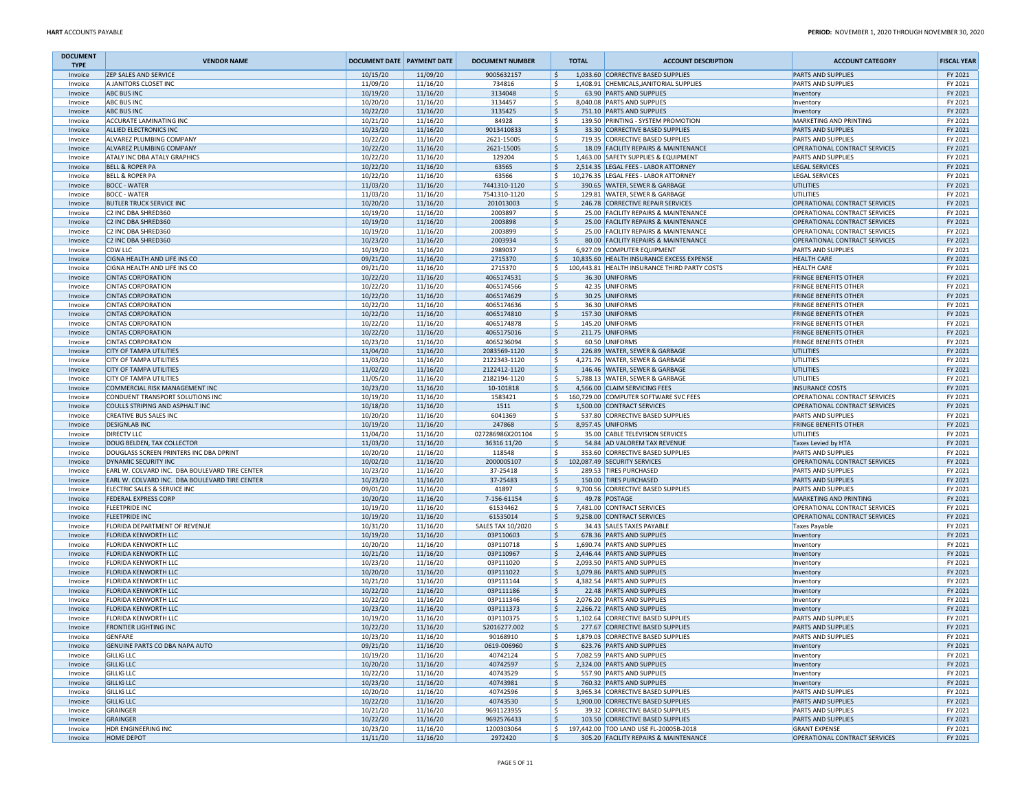| DOCUMENT TYPE | VENDOR NAME | DOCUMENT DATE | PAYMENT DATE | DOCUMENT NUMBER | TOTAL | ACCOUNT DESCRIPTION | ACCOUNT CATEGORY | FISCAL YEAR |
|---|---|---|---|---|---|---|---|---|
| Invoice | ZEP SALES AND SERVICE | 10/15/20 | 11/09/20 | 9005632157 | $ 1,033.60 | CORRECTIVE BASED SUPPLIES | PARTS AND SUPPLIES | FY 2021 |
| Invoice | A JANITORS CLOSET INC | 11/09/20 | 11/16/20 | 734816 | $ 1,408.91 | CHEMICALS,JANITORIAL SUPPLIES | PARTS AND SUPPLIES | FY 2021 |
| Invoice | ABC BUS INC | 10/19/20 | 11/16/20 | 3134048 | $ 63.90 | PARTS AND SUPPLIES | Inventory | FY 2021 |
| Invoice | ABC BUS INC | 10/20/20 | 11/16/20 | 3134457 | $ 8,040.08 | PARTS AND SUPPLIES | Inventory | FY 2021 |
| Invoice | ABC BUS INC | 10/22/20 | 11/16/20 | 3135425 | $ 751.10 | PARTS AND SUPPLIES | Inventory | FY 2021 |
| Invoice | ACCURATE LAMINATING INC | 10/21/20 | 11/16/20 | 84928 | $ 139.50 | PRINTING - SYSTEM PROMOTION | MARKETING AND PRINTING | FY 2021 |
| Invoice | ALLIED ELECTRONICS INC | 10/23/20 | 11/16/20 | 9013410833 | $ 33.30 | CORRECTIVE BASED SUPPLIES | PARTS AND SUPPLIES | FY 2021 |
| Invoice | ALVAREZ PLUMBING COMPANY | 10/22/20 | 11/16/20 | 2621-15005 | $ 719.35 | CORRECTIVE BASED SUPPLIES | PARTS AND SUPPLIES | FY 2021 |
| Invoice | ALVAREZ PLUMBING COMPANY | 10/22/20 | 11/16/20 | 2621-15005 | $ 18.09 | FACILITY REPAIRS & MAINTENANCE | OPERATIONAL CONTRACT SERVICES | FY 2021 |
| Invoice | ATALY INC DBA ATALY GRAPHICS | 10/22/20 | 11/16/20 | 129204 | $ 1,463.00 | SAFETY SUPPLIES & EQUIPMENT | PARTS AND SUPPLIES | FY 2021 |
| Invoice | BELL & ROPER PA | 10/22/20 | 11/16/20 | 63565 | $ 2,514.35 | LEGAL FEES - LABOR ATTORNEY | LEGAL SERVICES | FY 2021 |
| Invoice | BELL & ROPER PA | 10/22/20 | 11/16/20 | 63566 | $ 10,276.35 | LEGAL FEES - LABOR ATTORNEY | LEGAL SERVICES | FY 2021 |
| Invoice | BOCC - WATER | 11/03/20 | 11/16/20 | 7441310-1120 | $ 390.65 | WATER, SEWER & GARBAGE | UTILITIES | FY 2021 |
| Invoice | BOCC - WATER | 11/03/20 | 11/16/20 | 7541310-1120 | $ 129.81 | WATER, SEWER & GARBAGE | UTILITIES | FY 2021 |
| Invoice | BUTLER TRUCK SERVICE INC | 10/20/20 | 11/16/20 | 201013003 | $ 246.78 | CORRECTIVE REPAIR SERVICES | OPERATIONAL CONTRACT SERVICES | FY 2021 |
| Invoice | C2 INC DBA SHRED360 | 10/19/20 | 11/16/20 | 2003897 | $ 25.00 | FACILITY REPAIRS & MAINTENANCE | OPERATIONAL CONTRACT SERVICES | FY 2021 |
| Invoice | C2 INC DBA SHRED360 | 10/19/20 | 11/16/20 | 2003898 | $ 25.00 | FACILITY REPAIRS & MAINTENANCE | OPERATIONAL CONTRACT SERVICES | FY 2021 |
| Invoice | C2 INC DBA SHRED360 | 10/19/20 | 11/16/20 | 2003899 | $ 25.00 | FACILITY REPAIRS & MAINTENANCE | OPERATIONAL CONTRACT SERVICES | FY 2021 |
| Invoice | C2 INC DBA SHRED360 | 10/23/20 | 11/16/20 | 2003934 | $ 80.00 | FACILITY REPAIRS & MAINTENANCE | OPERATIONAL CONTRACT SERVICES | FY 2021 |
| Invoice | CDW LLC | 10/19/20 | 11/16/20 | 2989037 | $ 6,927.09 | COMPUTER EQUIPMENT | PARTS AND SUPPLIES | FY 2021 |
| Invoice | CIGNA HEALTH AND LIFE INS CO | 09/21/20 | 11/16/20 | 2715370 | $ 10,835.60 | HEALTH INSURANCE EXCESS EXPENSE | HEALTH CARE | FY 2021 |
| Invoice | CIGNA HEALTH AND LIFE INS CO | 09/21/20 | 11/16/20 | 2715370 | $ 100,443.81 | HEALTH INSURANCE THIRD PARTY COSTS | HEALTH CARE | FY 2021 |
| Invoice | CINTAS CORPORATION | 10/22/20 | 11/16/20 | 4065174531 | $ 36.30 | UNIFORMS | FRINGE BENEFITS OTHER | FY 2021 |
| Invoice | CINTAS CORPORATION | 10/22/20 | 11/16/20 | 4065174566 | $ 42.35 | UNIFORMS | FRINGE BENEFITS OTHER | FY 2021 |
| Invoice | CINTAS CORPORATION | 10/22/20 | 11/16/20 | 4065174629 | $ 30.25 | UNIFORMS | FRINGE BENEFITS OTHER | FY 2021 |
| Invoice | CINTAS CORPORATION | 10/22/20 | 11/16/20 | 4065174636 | $ 36.30 | UNIFORMS | FRINGE BENEFITS OTHER | FY 2021 |
| Invoice | CINTAS CORPORATION | 10/22/20 | 11/16/20 | 4065174810 | $ 157.30 | UNIFORMS | FRINGE BENEFITS OTHER | FY 2021 |
| Invoice | CINTAS CORPORATION | 10/22/20 | 11/16/20 | 4065174878 | $ 145.20 | UNIFORMS | FRINGE BENEFITS OTHER | FY 2021 |
| Invoice | CINTAS CORPORATION | 10/22/20 | 11/16/20 | 4065175016 | $ 211.75 | UNIFORMS | FRINGE BENEFITS OTHER | FY 2021 |
| Invoice | CINTAS CORPORATION | 10/23/20 | 11/16/20 | 4065236094 | $ 60.50 | UNIFORMS | FRINGE BENEFITS OTHER | FY 2021 |
| Invoice | CITY OF TAMPA UTILITIES | 11/04/20 | 11/16/20 | 2083569-1120 | $ 226.89 | WATER, SEWER & GARBAGE | UTILITIES | FY 2021 |
| Invoice | CITY OF TAMPA UTILITIES | 11/03/20 | 11/16/20 | 2122343-1120 | $ 4,271.76 | WATER, SEWER & GARBAGE | UTILITIES | FY 2021 |
| Invoice | CITY OF TAMPA UTILITIES | 11/02/20 | 11/16/20 | 2122412-1120 | $ 146.46 | WATER, SEWER & GARBAGE | UTILITIES | FY 2021 |
| Invoice | CITY OF TAMPA UTILITIES | 11/05/20 | 11/16/20 | 2182194-1120 | $ 5,788.13 | WATER, SEWER & GARBAGE | UTILITIES | FY 2021 |
| Invoice | COMMERCIAL RISK MANAGEMENT INC | 10/23/20 | 11/16/20 | 10-101818 | $ 4,566.00 | CLAIM SERVICING FEES | INSURANCE COSTS | FY 2021 |
| Invoice | CONDUENT TRANSPORT SOLUTIONS INC | 10/19/20 | 11/16/20 | 1583421 | $ 160,729.00 | COMPUTER SOFTWARE SVC FEES | OPERATIONAL CONTRACT SERVICES | FY 2021 |
| Invoice | COULLS STRIPING AND ASPHALT INC | 10/18/20 | 11/16/20 | 1511 | $ 1,500.00 | CONTRACT SERVICES | OPERATIONAL CONTRACT SERVICES | FY 2021 |
| Invoice | CREATIVE BUS SALES INC | 10/20/20 | 11/16/20 | 6041369 | $ 537.80 | CORRECTIVE BASED SUPPLIES | PARTS AND SUPPLIES | FY 2021 |
| Invoice | DESIGNLAB INC | 10/19/20 | 11/16/20 | 247868 | $ 8,957.45 | UNIFORMS | FRINGE BENEFITS OTHER | FY 2021 |
| Invoice | DIRECTV LLC | 11/04/20 | 11/16/20 | 027286986X201104 | $ 35.00 | CABLE TELEVISION SERVICES | UTILITIES | FY 2021 |
| Invoice | DOUG BELDEN, TAX COLLECTOR | 11/03/20 | 11/16/20 | 36316 11/20 | $ 54.84 | AD VALOREM TAX REVENUE | Taxes Levied by HTA | FY 2021 |
| Invoice | DOUGLASS SCREEN PRINTERS INC DBA DPRINT | 10/20/20 | 11/16/20 | 118548 | $ 353.60 | CORRECTIVE BASED SUPPLIES | PARTS AND SUPPLIES | FY 2021 |
| Invoice | DYNAMIC SECURITY INC | 10/02/20 | 11/16/20 | 2000005107 | $ 102,087.49 | SECURITY SERVICES | OPERATIONAL CONTRACT SERVICES | FY 2021 |
| Invoice | EARL W. COLVARD INC. DBA BOULEVARD TIRE CENTER | 10/23/20 | 11/16/20 | 37-25418 | $ 289.53 | TIRES PURCHASED | PARTS AND SUPPLIES | FY 2021 |
| Invoice | EARL W. COLVARD INC. DBA BOULEVARD TIRE CENTER | 10/23/20 | 11/16/20 | 37-25483 | $ 150.00 | TIRES PURCHASED | PARTS AND SUPPLIES | FY 2021 |
| Invoice | ELECTRIC SALES & SERVICE INC | 09/01/20 | 11/16/20 | 41897 | $ 9,700.56 | CORRECTIVE BASED SUPPLIES | PARTS AND SUPPLIES | FY 2021 |
| Invoice | FEDERAL EXPRESS CORP | 10/20/20 | 11/16/20 | 7-156-61154 | $ 49.78 | POSTAGE | MARKETING AND PRINTING | FY 2021 |
| Invoice | FLEETPRIDE INC | 10/19/20 | 11/16/20 | 61534462 | $ 7,481.00 | CONTRACT SERVICES | OPERATIONAL CONTRACT SERVICES | FY 2021 |
| Invoice | FLEETPRIDE INC | 10/19/20 | 11/16/20 | 61535014 | $ 9,258.00 | CONTRACT SERVICES | OPERATIONAL CONTRACT SERVICES | FY 2021 |
| Invoice | FLORIDA DEPARTMENT OF REVENUE | 10/31/20 | 11/16/20 | SALES TAX 10/2020 | $ 34.43 | SALES TAXES PAYABLE | Taxes Payable | FY 2021 |
| Invoice | FLORIDA KENWORTH LLC | 10/19/20 | 11/16/20 | 03P110603 | $ 678.36 | PARTS AND SUPPLIES | Inventory | FY 2021 |
| Invoice | FLORIDA KENWORTH LLC | 10/20/20 | 11/16/20 | 03P110718 | $ 1,690.74 | PARTS AND SUPPLIES | Inventory | FY 2021 |
| Invoice | FLORIDA KENWORTH LLC | 10/21/20 | 11/16/20 | 03P110967 | $ 2,446.44 | PARTS AND SUPPLIES | Inventory | FY 2021 |
| Invoice | FLORIDA KENWORTH LLC | 10/23/20 | 11/16/20 | 03P111020 | $ 2,093.50 | PARTS AND SUPPLIES | Inventory | FY 2021 |
| Invoice | FLORIDA KENWORTH LLC | 10/20/20 | 11/16/20 | 03P111022 | $ 1,079.86 | PARTS AND SUPPLIES | Inventory | FY 2021 |
| Invoice | FLORIDA KENWORTH LLC | 10/21/20 | 11/16/20 | 03P111144 | $ 4,382.54 | PARTS AND SUPPLIES | Inventory | FY 2021 |
| Invoice | FLORIDA KENWORTH LLC | 10/22/20 | 11/16/20 | 03P111186 | $ 22.48 | PARTS AND SUPPLIES | Inventory | FY 2021 |
| Invoice | FLORIDA KENWORTH LLC | 10/22/20 | 11/16/20 | 03P111346 | $ 2,076.20 | PARTS AND SUPPLIES | Inventory | FY 2021 |
| Invoice | FLORIDA KENWORTH LLC | 10/23/20 | 11/16/20 | 03P111373 | $ 2,266.72 | PARTS AND SUPPLIES | Inventory | FY 2021 |
| Invoice | FLORIDA KENWORTH LLC | 10/19/20 | 11/16/20 | 03P110375 | $ 1,102.64 | CORRECTIVE BASED SUPPLIES | PARTS AND SUPPLIES | FY 2021 |
| Invoice | FRONTIER LIGHTING INC | 10/22/20 | 11/16/20 | S2016277.002 | $ 277.67 | CORRECTIVE BASED SUPPLIES | PARTS AND SUPPLIES | FY 2021 |
| Invoice | GENFARE | 10/23/20 | 11/16/20 | 90168910 | $ 1,879.03 | CORRECTIVE BASED SUPPLIES | PARTS AND SUPPLIES | FY 2021 |
| Invoice | GENUINE PARTS CO DBA NAPA AUTO | 09/21/20 | 11/16/20 | 0619-006960 | $ 623.76 | PARTS AND SUPPLIES | Inventory | FY 2021 |
| Invoice | GILLIG LLC | 10/19/20 | 11/16/20 | 40742124 | $ 7,082.59 | PARTS AND SUPPLIES | Inventory | FY 2021 |
| Invoice | GILLIG LLC | 10/20/20 | 11/16/20 | 40742597 | $ 2,324.00 | PARTS AND SUPPLIES | Inventory | FY 2021 |
| Invoice | GILLIG LLC | 10/22/20 | 11/16/20 | 40743529 | $ 557.90 | PARTS AND SUPPLIES | Inventory | FY 2021 |
| Invoice | GILLIG LLC | 10/23/20 | 11/16/20 | 40743981 | $ 760.32 | PARTS AND SUPPLIES | Inventory | FY 2021 |
| Invoice | GILLIG LLC | 10/20/20 | 11/16/20 | 40742596 | $ 3,965.34 | CORRECTIVE BASED SUPPLIES | PARTS AND SUPPLIES | FY 2021 |
| Invoice | GILLIG LLC | 10/22/20 | 11/16/20 | 40743530 | $ 1,900.00 | CORRECTIVE BASED SUPPLIES | PARTS AND SUPPLIES | FY 2021 |
| Invoice | GRAINGER | 10/21/20 | 11/16/20 | 9691123955 | $ 39.32 | CORRECTIVE BASED SUPPLIES | PARTS AND SUPPLIES | FY 2021 |
| Invoice | GRAINGER | 10/22/20 | 11/16/20 | 9692576433 | $ 103.50 | CORRECTIVE BASED SUPPLIES | PARTS AND SUPPLIES | FY 2021 |
| Invoice | HDR ENGINEERING INC | 10/23/20 | 11/16/20 | 1200303064 | $ 197,442.00 | TOD LAND USE FL-2000SB-2018 | GRANT EXPENSE | FY 2021 |
| Invoice | HOME DEPOT | 11/11/20 | 11/16/20 | 2972420 | $ 305.20 | FACILITY REPAIRS & MAINTENANCE | OPERATIONAL CONTRACT SERVICES | FY 2021 |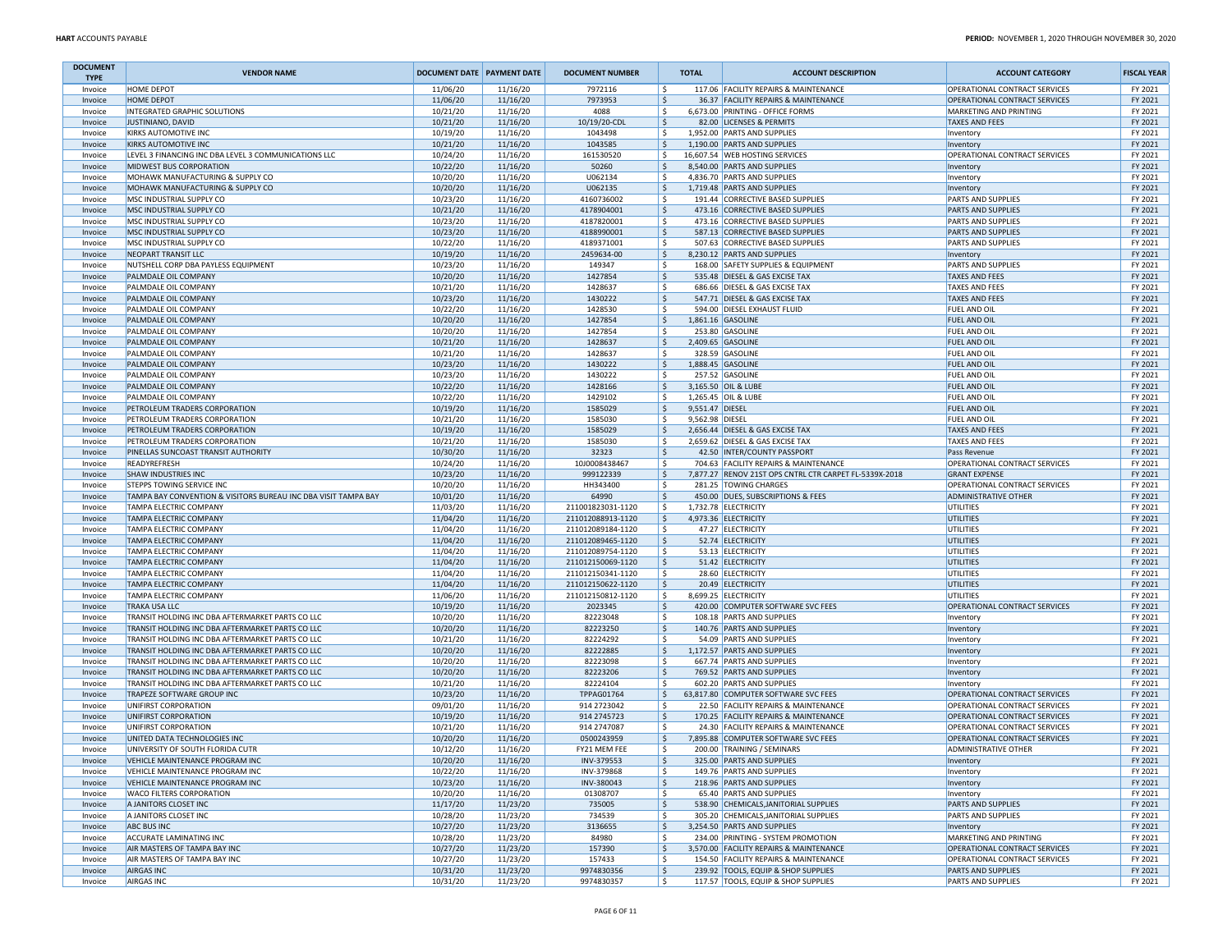| DOCUMENT TYPE | VENDOR NAME | DOCUMENT DATE | PAYMENT DATE | DOCUMENT NUMBER | TOTAL | ACCOUNT DESCRIPTION | ACCOUNT CATEGORY | FISCAL YEAR |
|---|---|---|---|---|---|---|---|---|
| Invoice | HOME DEPOT | 11/06/20 | 11/16/20 | 7972116 | $ 117.06 | FACILITY REPAIRS & MAINTENANCE | OPERATIONAL CONTRACT SERVICES | FY 2021 |
| Invoice | HOME DEPOT | 11/06/20 | 11/16/20 | 7973953 | $ 36.37 | FACILITY REPAIRS & MAINTENANCE | OPERATIONAL CONTRACT SERVICES | FY 2021 |
| Invoice | INTEGRATED GRAPHIC SOLUTIONS | 10/21/20 | 11/16/20 | 4088 | $ 6,673.00 | PRINTING - OFFICE FORMS | MARKETING AND PRINTING | FY 2021 |
| Invoice | JUSTINIANO, DAVID | 10/21/20 | 11/16/20 | 10/19/20-CDL | $ 82.00 | LICENSES & PERMITS | TAXES AND FEES | FY 2021 |
| Invoice | KIRKS AUTOMOTIVE INC | 10/19/20 | 11/16/20 | 1043498 | $ 1,952.00 | PARTS AND SUPPLIES | Inventory | FY 2021 |
| Invoice | KIRKS AUTOMOTIVE INC | 10/21/20 | 11/16/20 | 1043585 | $ 1,190.00 | PARTS AND SUPPLIES | Inventory | FY 2021 |
| Invoice | LEVEL 3 FINANCING INC DBA LEVEL 3 COMMUNICATIONS LLC | 10/24/20 | 11/16/20 | 161530520 | $ 16,607.54 | WEB HOSTING SERVICES | OPERATIONAL CONTRACT SERVICES | FY 2021 |
| Invoice | MIDWEST BUS CORPORATION | 10/22/20 | 11/16/20 | 50260 | $ 8,540.00 | PARTS AND SUPPLIES | Inventory | FY 2021 |
| Invoice | MOHAWK MANUFACTURING & SUPPLY CO | 10/20/20 | 11/16/20 | U062134 | $ 4,836.70 | PARTS AND SUPPLIES | Inventory | FY 2021 |
| Invoice | MOHAWK MANUFACTURING & SUPPLY CO | 10/20/20 | 11/16/20 | U062135 | $ 1,719.48 | PARTS AND SUPPLIES | Inventory | FY 2021 |
| Invoice | MSC INDUSTRIAL SUPPLY CO | 10/23/20 | 11/16/20 | 4160736002 | $ 191.44 | CORRECTIVE BASED SUPPLIES | PARTS AND SUPPLIES | FY 2021 |
| Invoice | MSC INDUSTRIAL SUPPLY CO | 10/21/20 | 11/16/20 | 4178904001 | $ 473.16 | CORRECTIVE BASED SUPPLIES | PARTS AND SUPPLIES | FY 2021 |
| Invoice | MSC INDUSTRIAL SUPPLY CO | 10/23/20 | 11/16/20 | 4187820001 | $ 473.16 | CORRECTIVE BASED SUPPLIES | PARTS AND SUPPLIES | FY 2021 |
| Invoice | MSC INDUSTRIAL SUPPLY CO | 10/23/20 | 11/16/20 | 4188990001 | $ 587.13 | CORRECTIVE BASED SUPPLIES | PARTS AND SUPPLIES | FY 2021 |
| Invoice | MSC INDUSTRIAL SUPPLY CO | 10/22/20 | 11/16/20 | 4189371001 | $ 507.63 | CORRECTIVE BASED SUPPLIES | PARTS AND SUPPLIES | FY 2021 |
| Invoice | NEOPART TRANSIT LLC | 10/19/20 | 11/16/20 | 2459634-00 | $ 8,230.12 | PARTS AND SUPPLIES | Inventory | FY 2021 |
| Invoice | NUTSHELL CORP DBA PAYLESS EQUIPMENT | 10/23/20 | 11/16/20 | 149347 | $ 168.00 | SAFETY SUPPLIES & EQUIPMENT | PARTS AND SUPPLIES | FY 2021 |
| Invoice | PALMDALE OIL COMPANY | 10/20/20 | 11/16/20 | 1427854 | $ 535.48 | DIESEL & GAS EXCISE TAX | TAXES AND FEES | FY 2021 |
| Invoice | PALMDALE OIL COMPANY | 10/21/20 | 11/16/20 | 1428637 | $ 686.66 | DIESEL & GAS EXCISE TAX | TAXES AND FEES | FY 2021 |
| Invoice | PALMDALE OIL COMPANY | 10/23/20 | 11/16/20 | 1430222 | $ 547.71 | DIESEL & GAS EXCISE TAX | TAXES AND FEES | FY 2021 |
| Invoice | PALMDALE OIL COMPANY | 10/22/20 | 11/16/20 | 1428530 | $ 594.00 | DIESEL EXHAUST FLUID | FUEL AND OIL | FY 2021 |
| Invoice | PALMDALE OIL COMPANY | 10/20/20 | 11/16/20 | 1427854 | $ 1,861.16 | GASOLINE | FUEL AND OIL | FY 2021 |
| Invoice | PALMDALE OIL COMPANY | 10/20/20 | 11/16/20 | 1427854 | $ 253.80 | GASOLINE | FUEL AND OIL | FY 2021 |
| Invoice | PALMDALE OIL COMPANY | 10/21/20 | 11/16/20 | 1428637 | $ 2,409.65 | GASOLINE | FUEL AND OIL | FY 2021 |
| Invoice | PALMDALE OIL COMPANY | 10/21/20 | 11/16/20 | 1428637 | $ 328.59 | GASOLINE | FUEL AND OIL | FY 2021 |
| Invoice | PALMDALE OIL COMPANY | 10/23/20 | 11/16/20 | 1430222 | $ 1,888.45 | GASOLINE | FUEL AND OIL | FY 2021 |
| Invoice | PALMDALE OIL COMPANY | 10/23/20 | 11/16/20 | 1430222 | $ 257.52 | GASOLINE | FUEL AND OIL | FY 2021 |
| Invoice | PALMDALE OIL COMPANY | 10/22/20 | 11/16/20 | 1428166 | $ 3,165.50 | OIL & LUBE | FUEL AND OIL | FY 2021 |
| Invoice | PALMDALE OIL COMPANY | 10/22/20 | 11/16/20 | 1429102 | $ 1,265.45 | OIL & LUBE | FUEL AND OIL | FY 2021 |
| Invoice | PETROLEUM TRADERS CORPORATION | 10/19/20 | 11/16/20 | 1585029 | $ 9,551.47 | DIESEL | FUEL AND OIL | FY 2021 |
| Invoice | PETROLEUM TRADERS CORPORATION | 10/21/20 | 11/16/20 | 1585030 | $ 9,562.98 | DIESEL | FUEL AND OIL | FY 2021 |
| Invoice | PETROLEUM TRADERS CORPORATION | 10/19/20 | 11/16/20 | 1585029 | $ 2,656.44 | DIESEL & GAS EXCISE TAX | TAXES AND FEES | FY 2021 |
| Invoice | PETROLEUM TRADERS CORPORATION | 10/21/20 | 11/16/20 | 1585030 | $ 2,659.62 | DIESEL & GAS EXCISE TAX | TAXES AND FEES | FY 2021 |
| Invoice | PINELLAS SUNCOAST TRANSIT AUTHORITY | 10/30/20 | 11/16/20 | 32323 | $ 42.50 | INTER/COUNTY PASSPORT | Pass Revenue | FY 2021 |
| Invoice | READYREFRESH | 10/24/20 | 11/16/20 | 10J0008438467 | $ 704.63 | FACILITY REPAIRS & MAINTENANCE | OPERATIONAL CONTRACT SERVICES | FY 2021 |
| Invoice | SHAW INDUSTRIES INC | 10/23/20 | 11/16/20 | 999122339 | $ 7,877.27 | RENOV 21ST OPS CNTRL CTR CARPET FL-5339X-2018 | GRANT EXPENSE | FY 2021 |
| Invoice | STEPPS TOWING SERVICE INC | 10/20/20 | 11/16/20 | HH343400 | $ 281.25 | TOWING CHARGES | OPERATIONAL CONTRACT SERVICES | FY 2021 |
| Invoice | TAMPA BAY CONVENTION & VISITORS BUREAU INC DBA VISIT TAMPA BAY | 10/01/20 | 11/16/20 | 64990 | $ 450.00 | DUES, SUBSCRIPTIONS & FEES | ADMINISTRATIVE OTHER | FY 2021 |
| Invoice | TAMPA ELECTRIC COMPANY | 11/03/20 | 11/16/20 | 211001823031-1120 | $ 1,732.78 | ELECTRICITY | UTILITIES | FY 2021 |
| Invoice | TAMPA ELECTRIC COMPANY | 11/04/20 | 11/16/20 | 211012088913-1120 | $ 4,973.36 | ELECTRICITY | UTILITIES | FY 2021 |
| Invoice | TAMPA ELECTRIC COMPANY | 11/04/20 | 11/16/20 | 211012089184-1120 | $ 47.27 | ELECTRICITY | UTILITIES | FY 2021 |
| Invoice | TAMPA ELECTRIC COMPANY | 11/04/20 | 11/16/20 | 211012089465-1120 | $ 52.74 | ELECTRICITY | UTILITIES | FY 2021 |
| Invoice | TAMPA ELECTRIC COMPANY | 11/04/20 | 11/16/20 | 211012089754-1120 | $ 53.13 | ELECTRICITY | UTILITIES | FY 2021 |
| Invoice | TAMPA ELECTRIC COMPANY | 11/04/20 | 11/16/20 | 211012150069-1120 | $ 51.42 | ELECTRICITY | UTILITIES | FY 2021 |
| Invoice | TAMPA ELECTRIC COMPANY | 11/04/20 | 11/16/20 | 211012150341-1120 | $ 28.60 | ELECTRICITY | UTILITIES | FY 2021 |
| Invoice | TAMPA ELECTRIC COMPANY | 11/04/20 | 11/16/20 | 211012150622-1120 | $ 20.49 | ELECTRICITY | UTILITIES | FY 2021 |
| Invoice | TAMPA ELECTRIC COMPANY | 11/06/20 | 11/16/20 | 211012150812-1120 | $ 8,699.25 | ELECTRICITY | UTILITIES | FY 2021 |
| Invoice | TRAKA USA LLC | 10/19/20 | 11/16/20 | 2023345 | $ 420.00 | COMPUTER SOFTWARE SVC FEES | OPERATIONAL CONTRACT SERVICES | FY 2021 |
| Invoice | TRANSIT HOLDING INC DBA AFTERMARKET PARTS CO LLC | 10/20/20 | 11/16/20 | 82223048 | $ 108.18 | PARTS AND SUPPLIES | Inventory | FY 2021 |
| Invoice | TRANSIT HOLDING INC DBA AFTERMARKET PARTS CO LLC | 10/20/20 | 11/16/20 | 82223250 | $ 140.76 | PARTS AND SUPPLIES | Inventory | FY 2021 |
| Invoice | TRANSIT HOLDING INC DBA AFTERMARKET PARTS CO LLC | 10/21/20 | 11/16/20 | 82224292 | $ 54.09 | PARTS AND SUPPLIES | Inventory | FY 2021 |
| Invoice | TRANSIT HOLDING INC DBA AFTERMARKET PARTS CO LLC | 10/20/20 | 11/16/20 | 82222885 | $ 1,172.57 | PARTS AND SUPPLIES | Inventory | FY 2021 |
| Invoice | TRANSIT HOLDING INC DBA AFTERMARKET PARTS CO LLC | 10/20/20 | 11/16/20 | 82223098 | $ 667.74 | PARTS AND SUPPLIES | Inventory | FY 2021 |
| Invoice | TRANSIT HOLDING INC DBA AFTERMARKET PARTS CO LLC | 10/20/20 | 11/16/20 | 82223206 | $ 769.52 | PARTS AND SUPPLIES | Inventory | FY 2021 |
| Invoice | TRANSIT HOLDING INC DBA AFTERMARKET PARTS CO LLC | 10/21/20 | 11/16/20 | 82224104 | $ 602.20 | PARTS AND SUPPLIES | Inventory | FY 2021 |
| Invoice | TRAPEZE SOFTWARE GROUP INC | 10/23/20 | 11/16/20 | TPPAG01764 | $ 63,817.80 | COMPUTER SOFTWARE SVC FEES | OPERATIONAL CONTRACT SERVICES | FY 2021 |
| Invoice | UNIFIRST CORPORATION | 09/01/20 | 11/16/20 | 914 2723042 | $ 22.50 | FACILITY REPAIRS & MAINTENANCE | OPERATIONAL CONTRACT SERVICES | FY 2021 |
| Invoice | UNIFIRST CORPORATION | 10/19/20 | 11/16/20 | 914 2745723 | $ 170.25 | FACILITY REPAIRS & MAINTENANCE | OPERATIONAL CONTRACT SERVICES | FY 2021 |
| Invoice | UNIFIRST CORPORATION | 10/21/20 | 11/16/20 | 914 2747087 | $ 24.30 | FACILITY REPAIRS & MAINTENANCE | OPERATIONAL CONTRACT SERVICES | FY 2021 |
| Invoice | UNITED DATA TECHNOLOGIES INC | 10/20/20 | 11/16/20 | 0500243959 | $ 7,895.88 | COMPUTER SOFTWARE SVC FEES | OPERATIONAL CONTRACT SERVICES | FY 2021 |
| Invoice | UNIVERSITY OF SOUTH FLORIDA CUTR | 10/12/20 | 11/16/20 | FY21 MEM FEE | $ 200.00 | TRAINING / SEMINARS | ADMINISTRATIVE OTHER | FY 2021 |
| Invoice | VEHICLE MAINTENANCE PROGRAM INC | 10/20/20 | 11/16/20 | INV-379553 | $ 325.00 | PARTS AND SUPPLIES | Inventory | FY 2021 |
| Invoice | VEHICLE MAINTENANCE PROGRAM INC | 10/22/20 | 11/16/20 | INV-379868 | $ 149.76 | PARTS AND SUPPLIES | Inventory | FY 2021 |
| Invoice | VEHICLE MAINTENANCE PROGRAM INC | 10/23/20 | 11/16/20 | INV-380043 | $ 218.96 | PARTS AND SUPPLIES | Inventory | FY 2021 |
| Invoice | WACO FILTERS CORPORATION | 10/20/20 | 11/16/20 | 01308707 | $ 65.40 | PARTS AND SUPPLIES | Inventory | FY 2021 |
| Invoice | A JANITORS CLOSET INC | 11/17/20 | 11/23/20 | 735005 | $ 538.90 | CHEMICALS,JANITORIAL SUPPLIES | PARTS AND SUPPLIES | FY 2021 |
| Invoice | A JANITORS CLOSET INC | 10/28/20 | 11/23/20 | 734539 | $ 305.20 | CHEMICALS,JANITORIAL SUPPLIES | PARTS AND SUPPLIES | FY 2021 |
| Invoice | ABC BUS INC | 10/27/20 | 11/23/20 | 3136655 | $ 3,254.50 | PARTS AND SUPPLIES | Inventory | FY 2021 |
| Invoice | ACCURATE LAMINATING INC | 10/28/20 | 11/23/20 | 84980 | $ 234.00 | PRINTING - SYSTEM PROMOTION | MARKETING AND PRINTING | FY 2021 |
| Invoice | AIR MASTERS OF TAMPA BAY INC | 10/27/20 | 11/23/20 | 157390 | $ 3,570.00 | FACILITY REPAIRS & MAINTENANCE | OPERATIONAL CONTRACT SERVICES | FY 2021 |
| Invoice | AIR MASTERS OF TAMPA BAY INC | 10/27/20 | 11/23/20 | 157433 | $ 154.50 | FACILITY REPAIRS & MAINTENANCE | OPERATIONAL CONTRACT SERVICES | FY 2021 |
| Invoice | AIRGAS INC | 10/31/20 | 11/23/20 | 9974830356 | $ 239.92 | TOOLS, EQUIP & SHOP SUPPLIES | PARTS AND SUPPLIES | FY 2021 |
| Invoice | AIRGAS INC | 10/31/20 | 11/23/20 | 9974830357 | $ 117.57 | TOOLS, EQUIP & SHOP SUPPLIES | PARTS AND SUPPLIES | FY 2021 |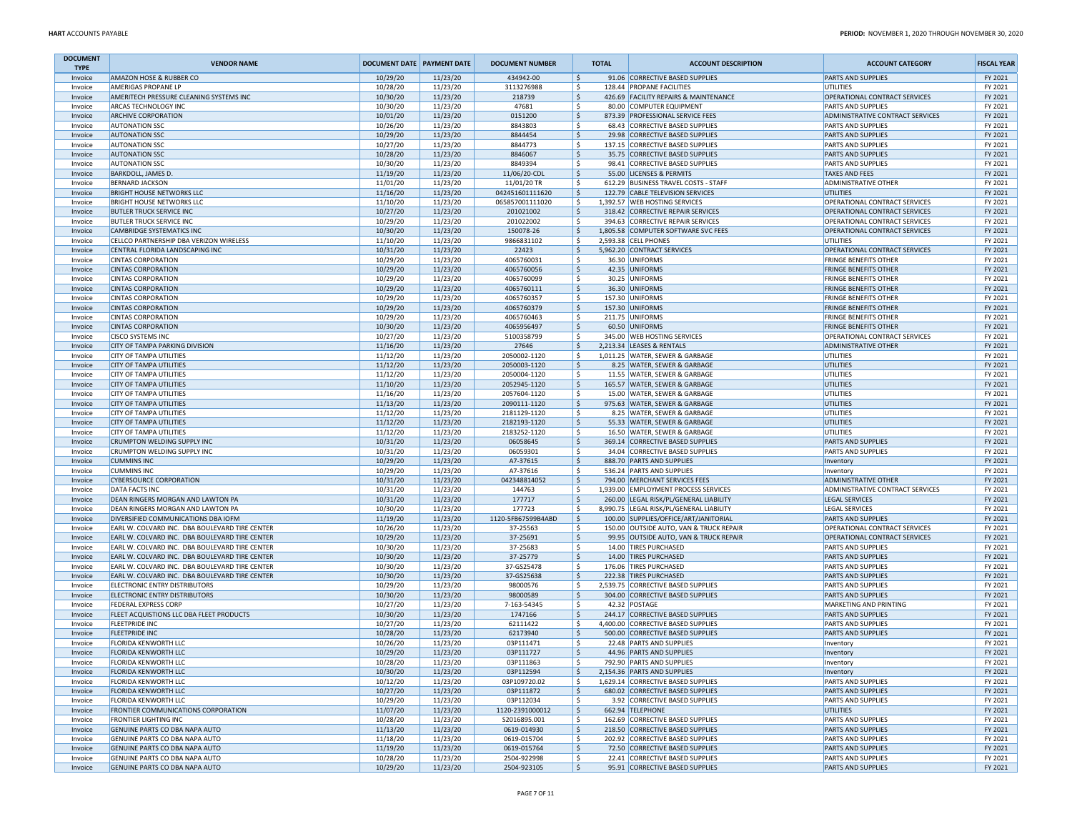| DOCUMENT TYPE | VENDOR NAME | DOCUMENT DATE | PAYMENT DATE | DOCUMENT NUMBER | TOTAL | ACCOUNT DESCRIPTION | ACCOUNT CATEGORY | FISCAL YEAR |
|---|---|---|---|---|---|---|---|---|
| Invoice | AMAZON HOSE & RUBBER CO | 10/29/20 | 11/23/20 | 434942-00 | $ 91.06 | CORRECTIVE BASED SUPPLIES | PARTS AND SUPPLIES | FY 2021 |
| Invoice | AMERIGAS PROPANE LP | 10/28/20 | 11/23/20 | 3113276988 | $ 128.44 | PROPANE FACILITIES | UTILITIES | FY 2021 |
| Invoice | AMERITECH PRESSURE CLEANING SYSTEMS INC | 10/30/20 | 11/23/20 | 218739 | $ 426.69 | FACILITY REPAIRS & MAINTENANCE | OPERATIONAL CONTRACT SERVICES | FY 2021 |
| Invoice | ARCAS TECHNOLOGY INC | 10/30/20 | 11/23/20 | 47681 | $ 80.00 | COMPUTER EQUIPMENT | PARTS AND SUPPLIES | FY 2021 |
| Invoice | ARCHIVE CORPORATION | 10/01/20 | 11/23/20 | 0151200 | $ 873.39 | PROFESSIONAL SERVICE FEES | ADMINISTRATIVE CONTRACT SERVICES | FY 2021 |
| Invoice | AUTONATION SSC | 10/26/20 | 11/23/20 | 8843803 | $ 68.43 | CORRECTIVE BASED SUPPLIES | PARTS AND SUPPLIES | FY 2021 |
| Invoice | AUTONATION SSC | 10/29/20 | 11/23/20 | 8844454 | $ 29.98 | CORRECTIVE BASED SUPPLIES | PARTS AND SUPPLIES | FY 2021 |
| Invoice | AUTONATION SSC | 10/27/20 | 11/23/20 | 8844773 | $ 137.15 | CORRECTIVE BASED SUPPLIES | PARTS AND SUPPLIES | FY 2021 |
| Invoice | AUTONATION SSC | 10/28/20 | 11/23/20 | 8846067 | $ 35.75 | CORRECTIVE BASED SUPPLIES | PARTS AND SUPPLIES | FY 2021 |
| Invoice | AUTONATION SSC | 10/30/20 | 11/23/20 | 8849394 | $ 98.41 | CORRECTIVE BASED SUPPLIES | PARTS AND SUPPLIES | FY 2021 |
| Invoice | BARKDOLL, JAMES D. | 11/19/20 | 11/23/20 | 11/06/20-CDL | $ 55.00 | LICENSES & PERMITS | TAXES AND FEES | FY 2021 |
| Invoice | BERNARD JACKSON | 11/01/20 | 11/23/20 | 11/01/20 TR | $ 612.29 | BUSINESS TRAVEL COSTS - STAFF | ADMINISTRATIVE OTHER | FY 2021 |
| Invoice | BRIGHT HOUSE NETWORKS LLC | 11/16/20 | 11/23/20 | 042451601111620 | $ 122.79 | CABLE TELEVISION SERVICES | UTILITIES | FY 2021 |
| Invoice | BRIGHT HOUSE NETWORKS LLC | 11/10/20 | 11/23/20 | 065857001111020 | $ 1,392.57 | WEB HOSTING SERVICES | OPERATIONAL CONTRACT SERVICES | FY 2021 |
| Invoice | BUTLER TRUCK SERVICE INC | 10/27/20 | 11/23/20 | 201021002 | $ 318.42 | CORRECTIVE REPAIR SERVICES | OPERATIONAL CONTRACT SERVICES | FY 2021 |
| Invoice | BUTLER TRUCK SERVICE INC | 10/29/20 | 11/23/20 | 201022002 | $ 394.63 | CORRECTIVE REPAIR SERVICES | OPERATIONAL CONTRACT SERVICES | FY 2021 |
| Invoice | CAMBRIDGE SYSTEMATICS INC | 10/30/20 | 11/23/20 | 150078-26 | $ 1,805.58 | COMPUTER SOFTWARE SVC FEES | OPERATIONAL CONTRACT SERVICES | FY 2021 |
| Invoice | CELLCO PARTNERSHIP DBA VERIZON WIRELESS | 11/10/20 | 11/23/20 | 9866831102 | $ 2,593.38 | CELL PHONES | UTILITIES | FY 2021 |
| Invoice | CENTRAL FLORIDA LANDSCAPING INC | 10/31/20 | 11/23/20 | 22423 | $ 5,962.20 | CONTRACT SERVICES | OPERATIONAL CONTRACT SERVICES | FY 2021 |
| Invoice | CINTAS CORPORATION | 10/29/20 | 11/23/20 | 4065760031 | $ 36.30 | UNIFORMS | FRINGE BENEFITS OTHER | FY 2021 |
| Invoice | CINTAS CORPORATION | 10/29/20 | 11/23/20 | 4065760056 | $ 42.35 | UNIFORMS | FRINGE BENEFITS OTHER | FY 2021 |
| Invoice | CINTAS CORPORATION | 10/29/20 | 11/23/20 | 4065760099 | $ 30.25 | UNIFORMS | FRINGE BENEFITS OTHER | FY 2021 |
| Invoice | CINTAS CORPORATION | 10/29/20 | 11/23/20 | 4065760111 | $ 36.30 | UNIFORMS | FRINGE BENEFITS OTHER | FY 2021 |
| Invoice | CINTAS CORPORATION | 10/29/20 | 11/23/20 | 4065760357 | $ 157.30 | UNIFORMS | FRINGE BENEFITS OTHER | FY 2021 |
| Invoice | CINTAS CORPORATION | 10/29/20 | 11/23/20 | 4065760379 | $ 157.30 | UNIFORMS | FRINGE BENEFITS OTHER | FY 2021 |
| Invoice | CINTAS CORPORATION | 10/29/20 | 11/23/20 | 4065760463 | $ 211.75 | UNIFORMS | FRINGE BENEFITS OTHER | FY 2021 |
| Invoice | CINTAS CORPORATION | 10/30/20 | 11/23/20 | 4065956497 | $ 60.50 | UNIFORMS | FRINGE BENEFITS OTHER | FY 2021 |
| Invoice | CISCO SYSTEMS INC | 10/27/20 | 11/23/20 | 5100358799 | $ 345.00 | WEB HOSTING SERVICES | OPERATIONAL CONTRACT SERVICES | FY 2021 |
| Invoice | CITY OF TAMPA PARKING DIVISION | 11/16/20 | 11/23/20 | 27646 | $ 2,213.34 | LEASES & RENTALS | ADMINISTRATIVE OTHER | FY 2021 |
| Invoice | CITY OF TAMPA UTILITIES | 11/12/20 | 11/23/20 | 2050002-1120 | $ 1,011.25 | WATER, SEWER & GARBAGE | UTILITIES | FY 2021 |
| Invoice | CITY OF TAMPA UTILITIES | 11/12/20 | 11/23/20 | 2050003-1120 | $ 8.25 | WATER, SEWER & GARBAGE | UTILITIES | FY 2021 |
| Invoice | CITY OF TAMPA UTILITIES | 11/12/20 | 11/23/20 | 2050004-1120 | $ 11.55 | WATER, SEWER & GARBAGE | UTILITIES | FY 2021 |
| Invoice | CITY OF TAMPA UTILITIES | 11/10/20 | 11/23/20 | 2052945-1120 | $ 165.57 | WATER, SEWER & GARBAGE | UTILITIES | FY 2021 |
| Invoice | CITY OF TAMPA UTILITIES | 11/16/20 | 11/23/20 | 2057604-1120 | $ 15.00 | WATER, SEWER & GARBAGE | UTILITIES | FY 2021 |
| Invoice | CITY OF TAMPA UTILITIES | 11/13/20 | 11/23/20 | 2090111-1120 | $ 975.63 | WATER, SEWER & GARBAGE | UTILITIES | FY 2021 |
| Invoice | CITY OF TAMPA UTILITIES | 11/12/20 | 11/23/20 | 2181129-1120 | $ 8.25 | WATER, SEWER & GARBAGE | UTILITIES | FY 2021 |
| Invoice | CITY OF TAMPA UTILITIES | 11/12/20 | 11/23/20 | 2182193-1120 | $ 55.33 | WATER, SEWER & GARBAGE | UTILITIES | FY 2021 |
| Invoice | CITY OF TAMPA UTILITIES | 11/12/20 | 11/23/20 | 2183252-1120 | $ 16.50 | WATER, SEWER & GARBAGE | UTILITIES | FY 2021 |
| Invoice | CRUMPTON WELDING SUPPLY INC | 10/31/20 | 11/23/20 | 06058645 | $ 369.14 | CORRECTIVE BASED SUPPLIES | PARTS AND SUPPLIES | FY 2021 |
| Invoice | CRUMPTON WELDING SUPPLY INC | 10/31/20 | 11/23/20 | 06059301 | $ 34.04 | CORRECTIVE BASED SUPPLIES | PARTS AND SUPPLIES | FY 2021 |
| Invoice | CUMMINS INC | 10/29/20 | 11/23/20 | A7-37615 | $ 888.70 | PARTS AND SUPPLIES | Inventory | FY 2021 |
| Invoice | CUMMINS INC | 10/29/20 | 11/23/20 | A7-37616 | $ 536.24 | PARTS AND SUPPLIES | Inventory | FY 2021 |
| Invoice | CYBERSOURCE CORPORATION | 10/31/20 | 11/23/20 | 042348814052 | $ 794.00 | MERCHANT SERVICES FEES | ADMINISTRATIVE OTHER | FY 2021 |
| Invoice | DATA FACTS INC | 10/31/20 | 11/23/20 | 144763 | $ 1,939.00 | EMPLOYMENT PROCESS SERVICES | ADMINISTRATIVE CONTRACT SERVICES | FY 2021 |
| Invoice | DEAN RINGERS MORGAN AND LAWTON PA | 10/31/20 | 11/23/20 | 177717 | $ 260.00 | LEGAL RISK/PL/GENERAL LIABILITY | LEGAL SERVICES | FY 2021 |
| Invoice | DEAN RINGERS MORGAN AND LAWTON PA | 10/30/20 | 11/23/20 | 177723 | $ 8,990.75 | LEGAL RISK/PL/GENERAL LIABILITY | LEGAL SERVICES | FY 2021 |
| Invoice | DIVERSIFIED COMMUNICATIONS DBA IOFM | 11/19/20 | 11/23/20 | 1120-5FB67599B4ABD | $ 100.00 | SUPPLIES/OFFICE/ART/JANITORIAL | PARTS AND SUPPLIES | FY 2021 |
| Invoice | EARL W. COLVARD INC. DBA BOULEVARD TIRE CENTER | 10/26/20 | 11/23/20 | 37-25563 | $ 150.00 | OUTSIDE AUTO, VAN & TRUCK REPAIR | OPERATIONAL CONTRACT SERVICES | FY 2021 |
| Invoice | EARL W. COLVARD INC. DBA BOULEVARD TIRE CENTER | 10/29/20 | 11/23/20 | 37-25691 | $ 99.95 | OUTSIDE AUTO, VAN & TRUCK REPAIR | OPERATIONAL CONTRACT SERVICES | FY 2021 |
| Invoice | EARL W. COLVARD INC. DBA BOULEVARD TIRE CENTER | 10/30/20 | 11/23/20 | 37-25683 | $ 14.00 | TIRES PURCHASED | PARTS AND SUPPLIES | FY 2021 |
| Invoice | EARL W. COLVARD INC. DBA BOULEVARD TIRE CENTER | 10/30/20 | 11/23/20 | 37-25779 | $ 14.00 | TIRES PURCHASED | PARTS AND SUPPLIES | FY 2021 |
| Invoice | EARL W. COLVARD INC. DBA BOULEVARD TIRE CENTER | 10/30/20 | 11/23/20 | 37-GS25478 | $ 176.06 | TIRES PURCHASED | PARTS AND SUPPLIES | FY 2021 |
| Invoice | EARL W. COLVARD INC. DBA BOULEVARD TIRE CENTER | 10/30/20 | 11/23/20 | 37-GS25638 | $ 222.38 | TIRES PURCHASED | PARTS AND SUPPLIES | FY 2021 |
| Invoice | ELECTRONIC ENTRY DISTRIBUTORS | 10/29/20 | 11/23/20 | 98000576 | $ 2,539.75 | CORRECTIVE BASED SUPPLIES | PARTS AND SUPPLIES | FY 2021 |
| Invoice | ELECTRONIC ENTRY DISTRIBUTORS | 10/30/20 | 11/23/20 | 98000589 | $ 304.00 | CORRECTIVE BASED SUPPLIES | PARTS AND SUPPLIES | FY 2021 |
| Invoice | FEDERAL EXPRESS CORP | 10/27/20 | 11/23/20 | 7-163-54345 | $ 42.32 | POSTAGE | MARKETING AND PRINTING | FY 2021 |
| Invoice | FLEET ACQUISTIONS LLC DBA FLEET PRODUCTS | 10/30/20 | 11/23/20 | 1747166 | $ 244.17 | CORRECTIVE BASED SUPPLIES | PARTS AND SUPPLIES | FY 2021 |
| Invoice | FLEETPRIDE INC | 10/27/20 | 11/23/20 | 62111422 | $ 4,400.00 | CORRECTIVE BASED SUPPLIES | PARTS AND SUPPLIES | FY 2021 |
| Invoice | FLEETPRIDE INC | 10/28/20 | 11/23/20 | 62173940 | $ 500.00 | CORRECTIVE BASED SUPPLIES | PARTS AND SUPPLIES | FY 2021 |
| Invoice | FLORIDA KENWORTH LLC | 10/26/20 | 11/23/20 | 03P111471 | $ 22.48 | PARTS AND SUPPLIES | Inventory | FY 2021 |
| Invoice | FLORIDA KENWORTH LLC | 10/29/20 | 11/23/20 | 03P111727 | $ 44.96 | PARTS AND SUPPLIES | Inventory | FY 2021 |
| Invoice | FLORIDA KENWORTH LLC | 10/28/20 | 11/23/20 | 03P111863 | $ 792.90 | PARTS AND SUPPLIES | Inventory | FY 2021 |
| Invoice | FLORIDA KENWORTH LLC | 10/30/20 | 11/23/20 | 03P112594 | $ 2,154.36 | PARTS AND SUPPLIES | Inventory | FY 2021 |
| Invoice | FLORIDA KENWORTH LLC | 10/12/20 | 11/23/20 | 03P109720.02 | $ 1,629.14 | CORRECTIVE BASED SUPPLIES | PARTS AND SUPPLIES | FY 2021 |
| Invoice | FLORIDA KENWORTH LLC | 10/27/20 | 11/23/20 | 03P111872 | $ 680.02 | CORRECTIVE BASED SUPPLIES | PARTS AND SUPPLIES | FY 2021 |
| Invoice | FLORIDA KENWORTH LLC | 10/29/20 | 11/23/20 | 03P112034 | $ 3.92 | CORRECTIVE BASED SUPPLIES | PARTS AND SUPPLIES | FY 2021 |
| Invoice | FRONTIER COMMUNICATIONS CORPORATION | 11/07/20 | 11/23/20 | 1120-2391000012 | $ 662.94 | TELEPHONE | UTILITIES | FY 2021 |
| Invoice | FRONTIER LIGHTING INC | 10/28/20 | 11/23/20 | S2016895.001 | $ 162.69 | CORRECTIVE BASED SUPPLIES | PARTS AND SUPPLIES | FY 2021 |
| Invoice | GENUINE PARTS CO DBA NAPA AUTO | 11/13/20 | 11/23/20 | 0619-014930 | $ 218.50 | CORRECTIVE BASED SUPPLIES | PARTS AND SUPPLIES | FY 2021 |
| Invoice | GENUINE PARTS CO DBA NAPA AUTO | 11/18/20 | 11/23/20 | 0619-015704 | $ 202.92 | CORRECTIVE BASED SUPPLIES | PARTS AND SUPPLIES | FY 2021 |
| Invoice | GENUINE PARTS CO DBA NAPA AUTO | 11/19/20 | 11/23/20 | 0619-015764 | $ 72.50 | CORRECTIVE BASED SUPPLIES | PARTS AND SUPPLIES | FY 2021 |
| Invoice | GENUINE PARTS CO DBA NAPA AUTO | 10/28/20 | 11/23/20 | 2504-922998 | $ 22.41 | CORRECTIVE BASED SUPPLIES | PARTS AND SUPPLIES | FY 2021 |
| Invoice | GENUINE PARTS CO DBA NAPA AUTO | 10/29/20 | 11/23/20 | 2504-923105 | $ 95.91 | CORRECTIVE BASED SUPPLIES | PARTS AND SUPPLIES | FY 2021 |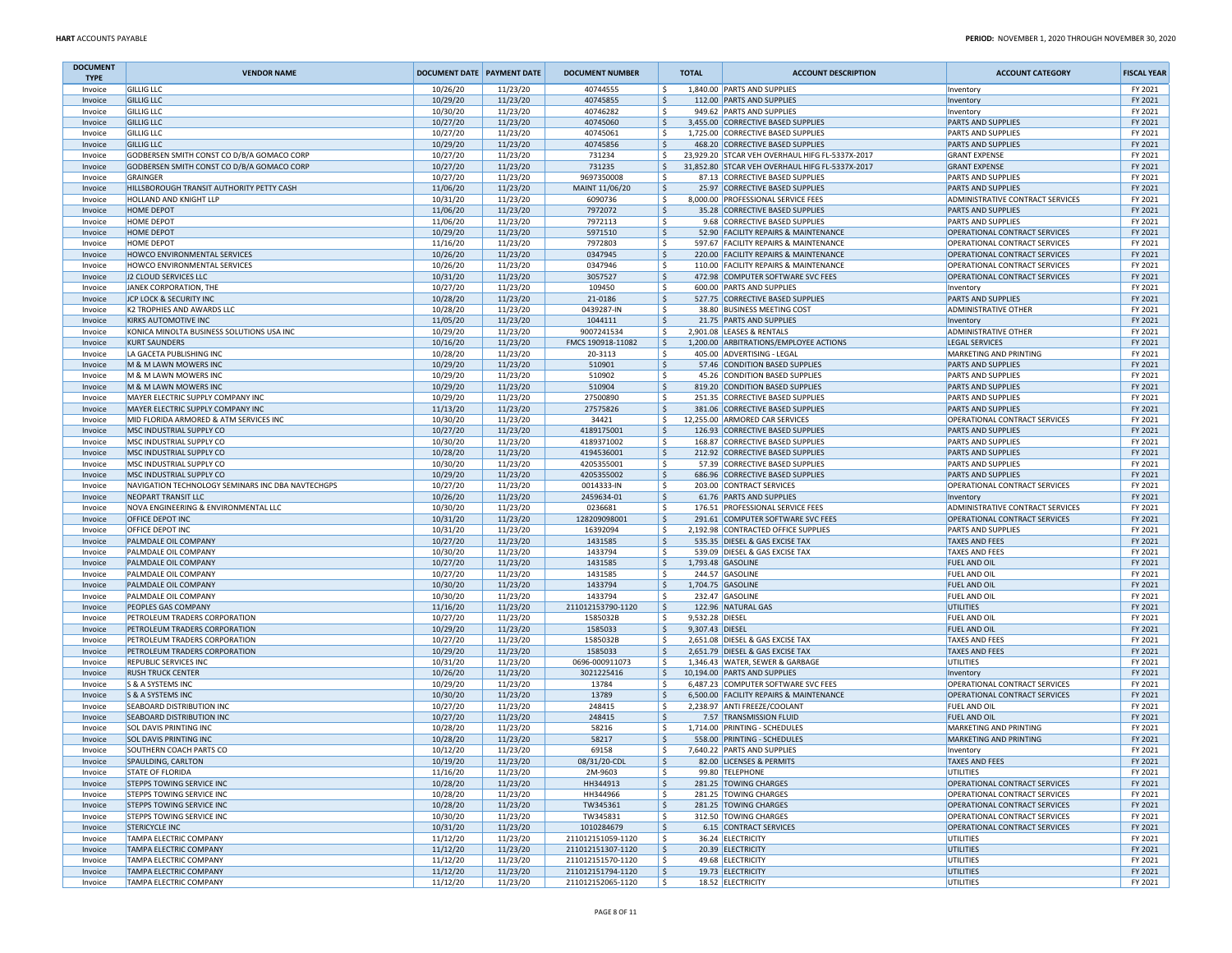| DOCUMENT TYPE | VENDOR NAME | DOCUMENT DATE | PAYMENT DATE | DOCUMENT NUMBER | TOTAL | ACCOUNT DESCRIPTION | ACCOUNT CATEGORY | FISCAL YEAR |
|---|---|---|---|---|---|---|---|---|
| Invoice | GILLIG LLC | 10/26/20 | 11/23/20 | 40744555 | $ 1,840.00 | PARTS AND SUPPLIES | Inventory | FY 2021 |
| Invoice | GILLIG LLC | 10/29/20 | 11/23/20 | 40745855 | $ 112.00 | PARTS AND SUPPLIES | Inventory | FY 2021 |
| Invoice | GILLIG LLC | 10/30/20 | 11/23/20 | 40746282 | $ 949.62 | PARTS AND SUPPLIES | Inventory | FY 2021 |
| Invoice | GILLIG LLC | 10/27/20 | 11/23/20 | 40745060 | $ 3,455.00 | CORRECTIVE BASED SUPPLIES | PARTS AND SUPPLIES | FY 2021 |
| Invoice | GILLIG LLC | 10/27/20 | 11/23/20 | 40745061 | $ 1,725.00 | CORRECTIVE BASED SUPPLIES | PARTS AND SUPPLIES | FY 2021 |
| Invoice | GILLIG LLC | 10/29/20 | 11/23/20 | 40745856 | $ 468.20 | CORRECTIVE BASED SUPPLIES | PARTS AND SUPPLIES | FY 2021 |
| Invoice | GODBERSEN SMITH CONST CO D/B/A GOMACO CORP | 10/27/20 | 11/23/20 | 731234 | $ 23,929.20 | STCAR VEH OVERHAUL HIFG FL-5337X-2017 | GRANT EXPENSE | FY 2021 |
| Invoice | GODBERSEN SMITH CONST CO D/B/A GOMACO CORP | 10/27/20 | 11/23/20 | 731235 | $ 31,852.80 | STCAR VEH OVERHAUL HIFG FL-5337X-2017 | GRANT EXPENSE | FY 2021 |
| Invoice | GRAINGER | 10/27/20 | 11/23/20 | 9697350008 | $ 87.13 | CORRECTIVE BASED SUPPLIES | PARTS AND SUPPLIES | FY 2021 |
| Invoice | HILLSBOROUGH TRANSIT AUTHORITY PETTY CASH | 11/06/20 | 11/23/20 | MAINT 11/06/20 | $ 25.97 | CORRECTIVE BASED SUPPLIES | PARTS AND SUPPLIES | FY 2021 |
| Invoice | HOLLAND AND KNIGHT LLP | 10/31/20 | 11/23/20 | 6090736 | $ 8,000.00 | PROFESSIONAL SERVICE FEES | ADMINISTRATIVE CONTRACT SERVICES | FY 2021 |
| Invoice | HOME DEPOT | 11/06/20 | 11/23/20 | 7972072 | $ 35.28 | CORRECTIVE BASED SUPPLIES | PARTS AND SUPPLIES | FY 2021 |
| Invoice | HOME DEPOT | 11/06/20 | 11/23/20 | 7972113 | $ 9.68 | CORRECTIVE BASED SUPPLIES | PARTS AND SUPPLIES | FY 2021 |
| Invoice | HOME DEPOT | 10/29/20 | 11/23/20 | 5971510 | $ 52.90 | FACILITY REPAIRS & MAINTENANCE | OPERATIONAL CONTRACT SERVICES | FY 2021 |
| Invoice | HOME DEPOT | 11/16/20 | 11/23/20 | 7972803 | $ 597.67 | FACILITY REPAIRS & MAINTENANCE | OPERATIONAL CONTRACT SERVICES | FY 2021 |
| Invoice | HOWCO ENVIRONMENTAL SERVICES | 10/26/20 | 11/23/20 | 0347945 | $ 220.00 | FACILITY REPAIRS & MAINTENANCE | OPERATIONAL CONTRACT SERVICES | FY 2021 |
| Invoice | HOWCO ENVIRONMENTAL SERVICES | 10/26/20 | 11/23/20 | 0347946 | $ 110.00 | FACILITY REPAIRS & MAINTENANCE | OPERATIONAL CONTRACT SERVICES | FY 2021 |
| Invoice | J2 CLOUD SERVICES LLC | 10/31/20 | 11/23/20 | 3057527 | $ 472.98 | COMPUTER SOFTWARE SVC FEES | OPERATIONAL CONTRACT SERVICES | FY 2021 |
| Invoice | JANEK CORPORATION, THE | 10/27/20 | 11/23/20 | 109450 | $ 600.00 | PARTS AND SUPPLIES | Inventory | FY 2021 |
| Invoice | JCP LOCK & SECURITY INC | 10/28/20 | 11/23/20 | 21-0186 | $ 527.75 | CORRECTIVE BASED SUPPLIES | PARTS AND SUPPLIES | FY 2021 |
| Invoice | K2 TROPHIES AND AWARDS LLC | 10/28/20 | 11/23/20 | 0439287-IN | $ 38.80 | BUSINESS MEETING COST | ADMINISTRATIVE OTHER | FY 2021 |
| Invoice | KIRKS AUTOMOTIVE INC | 11/05/20 | 11/23/20 | 1044111 | $ 21.75 | PARTS AND SUPPLIES | Inventory | FY 2021 |
| Invoice | KONICA MINOLTA BUSINESS SOLUTIONS USA INC | 10/29/20 | 11/23/20 | 9007241534 | $ 2,901.08 | LEASES & RENTALS | ADMINISTRATIVE OTHER | FY 2021 |
| Invoice | KURT SAUNDERS | 10/16/20 | 11/23/20 | FMCS 190918-11082 | $ 1,200.00 | ARBITRATIONS/EMPLOYEE ACTIONS | LEGAL SERVICES | FY 2021 |
| Invoice | LA GACETA PUBLISHING INC | 10/28/20 | 11/23/20 | 20-3113 | $ 405.00 | ADVERTISING - LEGAL | MARKETING AND PRINTING | FY 2021 |
| Invoice | M & M LAWN MOWERS INC | 10/29/20 | 11/23/20 | 510901 | $ 57.46 | CONDITION BASED SUPPLIES | PARTS AND SUPPLIES | FY 2021 |
| Invoice | M & M LAWN MOWERS INC | 10/29/20 | 11/23/20 | 510902 | $ 45.26 | CONDITION BASED SUPPLIES | PARTS AND SUPPLIES | FY 2021 |
| Invoice | M & M LAWN MOWERS INC | 10/29/20 | 11/23/20 | 510904 | $ 819.20 | CONDITION BASED SUPPLIES | PARTS AND SUPPLIES | FY 2021 |
| Invoice | MAYER ELECTRIC SUPPLY COMPANY INC | 10/29/20 | 11/23/20 | 27500890 | $ 251.35 | CORRECTIVE BASED SUPPLIES | PARTS AND SUPPLIES | FY 2021 |
| Invoice | MAYER ELECTRIC SUPPLY COMPANY INC | 11/13/20 | 11/23/20 | 27575826 | $ 381.06 | CORRECTIVE BASED SUPPLIES | PARTS AND SUPPLIES | FY 2021 |
| Invoice | MID FLORIDA ARMORED & ATM SERVICES INC | 10/30/20 | 11/23/20 | 34421 | $ 12,255.00 | ARMORED CAR SERVICES | OPERATIONAL CONTRACT SERVICES | FY 2021 |
| Invoice | MSC INDUSTRIAL SUPPLY CO | 10/27/20 | 11/23/20 | 4189175001 | $ 126.93 | CORRECTIVE BASED SUPPLIES | PARTS AND SUPPLIES | FY 2021 |
| Invoice | MSC INDUSTRIAL SUPPLY CO | 10/30/20 | 11/23/20 | 4189371002 | $ 168.87 | CORRECTIVE BASED SUPPLIES | PARTS AND SUPPLIES | FY 2021 |
| Invoice | MSC INDUSTRIAL SUPPLY CO | 10/28/20 | 11/23/20 | 4194536001 | $ 212.92 | CORRECTIVE BASED SUPPLIES | PARTS AND SUPPLIES | FY 2021 |
| Invoice | MSC INDUSTRIAL SUPPLY CO | 10/30/20 | 11/23/20 | 4205355001 | $ 57.39 | CORRECTIVE BASED SUPPLIES | PARTS AND SUPPLIES | FY 2021 |
| Invoice | MSC INDUSTRIAL SUPPLY CO | 10/29/20 | 11/23/20 | 4205355002 | $ 686.96 | CORRECTIVE BASED SUPPLIES | PARTS AND SUPPLIES | FY 2021 |
| Invoice | NAVIGATION TECHNOLOGY SEMINARS INC DBA NAVTECHGPS | 10/27/20 | 11/23/20 | 0014333-IN | $ 203.00 | CONTRACT SERVICES | OPERATIONAL CONTRACT SERVICES | FY 2021 |
| Invoice | NEOPART TRANSIT LLC | 10/26/20 | 11/23/20 | 2459634-01 | $ 61.76 | PARTS AND SUPPLIES | Inventory | FY 2021 |
| Invoice | NOVA ENGINEERING & ENVIRONMENTAL LLC | 10/30/20 | 11/23/20 | 0236681 | $ 176.51 | PROFESSIONAL SERVICE FEES | ADMINISTRATIVE CONTRACT SERVICES | FY 2021 |
| Invoice | OFFICE DEPOT INC | 10/31/20 | 11/23/20 | 128209098001 | $ 291.61 | COMPUTER SOFTWARE SVC FEES | OPERATIONAL CONTRACT SERVICES | FY 2021 |
| Invoice | OFFICE DEPOT INC | 10/31/20 | 11/23/20 | 16392094 | $ 2,192.98 | CONTRACTED OFFICE SUPPLIES | PARTS AND SUPPLIES | FY 2021 |
| Invoice | PALMDALE OIL COMPANY | 10/27/20 | 11/23/20 | 1431585 | $ 535.35 | DIESEL & GAS EXCISE TAX | TAXES AND FEES | FY 2021 |
| Invoice | PALMDALE OIL COMPANY | 10/30/20 | 11/23/20 | 1433794 | $ 539.09 | DIESEL & GAS EXCISE TAX | TAXES AND FEES | FY 2021 |
| Invoice | PALMDALE OIL COMPANY | 10/27/20 | 11/23/20 | 1431585 | $ 1,793.48 | GASOLINE | FUEL AND OIL | FY 2021 |
| Invoice | PALMDALE OIL COMPANY | 10/27/20 | 11/23/20 | 1431585 | $ 244.57 | GASOLINE | FUEL AND OIL | FY 2021 |
| Invoice | PALMDALE OIL COMPANY | 10/30/20 | 11/23/20 | 1433794 | $ 1,704.75 | GASOLINE | FUEL AND OIL | FY 2021 |
| Invoice | PALMDALE OIL COMPANY | 10/30/20 | 11/23/20 | 1433794 | $ 232.47 | GASOLINE | FUEL AND OIL | FY 2021 |
| Invoice | PEOPLES GAS COMPANY | 11/16/20 | 11/23/20 | 211012153790-1120 | $ 122.96 | NATURAL GAS | UTILITIES | FY 2021 |
| Invoice | PETROLEUM TRADERS CORPORATION | 10/27/20 | 11/23/20 | 1585032B | $ 9,532.28 | DIESEL | FUEL AND OIL | FY 2021 |
| Invoice | PETROLEUM TRADERS CORPORATION | 10/29/20 | 11/23/20 | 1585033 | $ 9,307.43 | DIESEL | FUEL AND OIL | FY 2021 |
| Invoice | PETROLEUM TRADERS CORPORATION | 10/27/20 | 11/23/20 | 1585032B | $ 2,651.08 | DIESEL & GAS EXCISE TAX | TAXES AND FEES | FY 2021 |
| Invoice | PETROLEUM TRADERS CORPORATION | 10/29/20 | 11/23/20 | 1585033 | $ 2,651.79 | DIESEL & GAS EXCISE TAX | TAXES AND FEES | FY 2021 |
| Invoice | REPUBLIC SERVICES INC | 10/31/20 | 11/23/20 | 0696-000911073 | $ 1,346.43 | WATER, SEWER & GARBAGE | UTILITIES | FY 2021 |
| Invoice | RUSH TRUCK CENTER | 10/26/20 | 11/23/20 | 3021225416 | $ 10,194.00 | PARTS AND SUPPLIES | Inventory | FY 2021 |
| Invoice | S & A SYSTEMS INC | 10/29/20 | 11/23/20 | 13784 | $ 6,487.23 | COMPUTER SOFTWARE SVC FEES | OPERATIONAL CONTRACT SERVICES | FY 2021 |
| Invoice | S & A SYSTEMS INC | 10/30/20 | 11/23/20 | 13789 | $ 6,500.00 | FACILITY REPAIRS & MAINTENANCE | OPERATIONAL CONTRACT SERVICES | FY 2021 |
| Invoice | SEABOARD DISTRIBUTION INC | 10/27/20 | 11/23/20 | 248415 | $ 2,238.97 | ANTI FREEZE/COOLANT | FUEL AND OIL | FY 2021 |
| Invoice | SEABOARD DISTRIBUTION INC | 10/27/20 | 11/23/20 | 248415 | $ 7.57 | TRANSMISSION FLUID | FUEL AND OIL | FY 2021 |
| Invoice | SOL DAVIS PRINTING INC | 10/28/20 | 11/23/20 | 58216 | $ 1,714.00 | PRINTING - SCHEDULES | MARKETING AND PRINTING | FY 2021 |
| Invoice | SOL DAVIS PRINTING INC | 10/28/20 | 11/23/20 | 58217 | $ 558.00 | PRINTING - SCHEDULES | MARKETING AND PRINTING | FY 2021 |
| Invoice | SOUTHERN COACH PARTS CO | 10/12/20 | 11/23/20 | 69158 | $ 7,640.22 | PARTS AND SUPPLIES | Inventory | FY 2021 |
| Invoice | SPAULDING, CARLTON | 10/19/20 | 11/23/20 | 08/31/20-CDL | $ 82.00 | LICENSES & PERMITS | TAXES AND FEES | FY 2021 |
| Invoice | STATE OF FLORIDA | 11/16/20 | 11/23/20 | 2M-9603 | $ 99.80 | TELEPHONE | UTILITIES | FY 2021 |
| Invoice | STEPPS TOWING SERVICE INC | 10/28/20 | 11/23/20 | HH344913 | $ 281.25 | TOWING CHARGES | OPERATIONAL CONTRACT SERVICES | FY 2021 |
| Invoice | STEPPS TOWING SERVICE INC | 10/28/20 | 11/23/20 | HH344966 | $ 281.25 | TOWING CHARGES | OPERATIONAL CONTRACT SERVICES | FY 2021 |
| Invoice | STEPPS TOWING SERVICE INC | 10/28/20 | 11/23/20 | TW345361 | $ 281.25 | TOWING CHARGES | OPERATIONAL CONTRACT SERVICES | FY 2021 |
| Invoice | STEPPS TOWING SERVICE INC | 10/30/20 | 11/23/20 | TW345831 | $ 312.50 | TOWING CHARGES | OPERATIONAL CONTRACT SERVICES | FY 2021 |
| Invoice | STERICYCLE INC | 10/31/20 | 11/23/20 | 1010284679 | $ 6.15 | CONTRACT SERVICES | OPERATIONAL CONTRACT SERVICES | FY 2021 |
| Invoice | TAMPA ELECTRIC COMPANY | 11/12/20 | 11/23/20 | 211012151059-1120 | $ 36.24 | ELECTRICITY | UTILITIES | FY 2021 |
| Invoice | TAMPA ELECTRIC COMPANY | 11/12/20 | 11/23/20 | 211012151307-1120 | $ 20.39 | ELECTRICITY | UTILITIES | FY 2021 |
| Invoice | TAMPA ELECTRIC COMPANY | 11/12/20 | 11/23/20 | 211012151570-1120 | $ 49.68 | ELECTRICITY | UTILITIES | FY 2021 |
| Invoice | TAMPA ELECTRIC COMPANY | 11/12/20 | 11/23/20 | 211012151794-1120 | $ 19.73 | ELECTRICITY | UTILITIES | FY 2021 |
| Invoice | TAMPA ELECTRIC COMPANY | 11/12/20 | 11/23/20 | 211012152065-1120 | $ 18.52 | ELECTRICITY | UTILITIES | FY 2021 |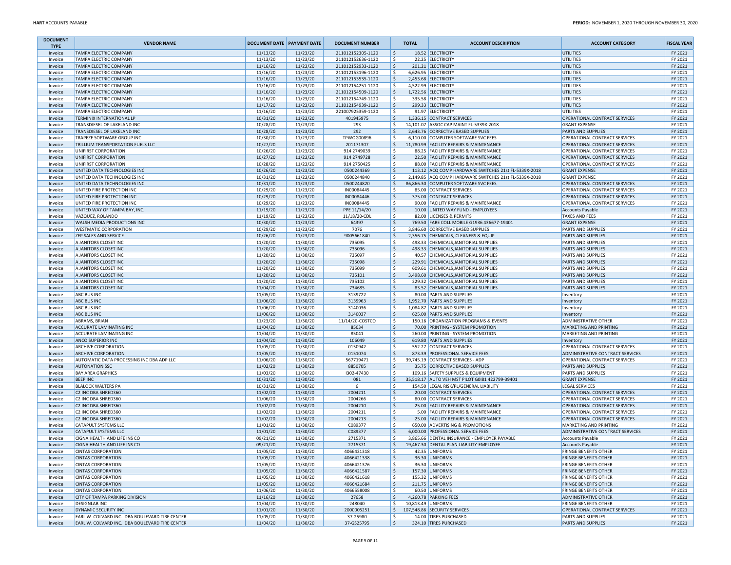| DOCUMENT TYPE | VENDOR NAME | DOCUMENT DATE | PAYMENT DATE | DOCUMENT NUMBER | TOTAL | ACCOUNT DESCRIPTION | ACCOUNT CATEGORY | FISCAL YEAR |
|---|---|---|---|---|---|---|---|---|
| Invoice | TAMPA ELECTRIC COMPANY | 11/13/20 | 11/23/20 | 211012152305-1120 | $ 18.52 | ELECTRICITY | UTILITIES | FY 2021 |
| Invoice | TAMPA ELECTRIC COMPANY | 11/13/20 | 11/23/20 | 211012152636-1120 | $ 22.25 | ELECTRICITY | UTILITIES | FY 2021 |
| Invoice | TAMPA ELECTRIC COMPANY | 11/16/20 | 11/23/20 | 211012152933-1120 | $ 201.21 | ELECTRICITY | UTILITIES | FY 2021 |
| Invoice | TAMPA ELECTRIC COMPANY | 11/16/20 | 11/23/20 | 211012153196-1120 | $ 6,626.95 | ELECTRICITY | UTILITIES | FY 2021 |
| Invoice | TAMPA ELECTRIC COMPANY | 11/16/20 | 11/23/20 | 211012153535-1120 | $ 2,453.68 | ELECTRICITY | UTILITIES | FY 2021 |
| Invoice | TAMPA ELECTRIC COMPANY | 11/16/20 | 11/23/20 | 211012154251-1120 | $ 4,522.99 | ELECTRICITY | UTILITIES | FY 2021 |
| Invoice | TAMPA ELECTRIC COMPANY | 11/16/20 | 11/23/20 | 211012154509-1120 | $ 1,722.56 | ELECTRICITY | UTILITIES | FY 2021 |
| Invoice | TAMPA ELECTRIC COMPANY | 11/16/20 | 11/23/20 | 211012154749-1120 | $ 335.58 | ELECTRICITY | UTILITIES | FY 2021 |
| Invoice | TAMPA ELECTRIC COMPANY | 11/17/20 | 11/23/20 | 211012154939-1120 | $ 299.33 | ELECTRICITY | UTILITIES | FY 2021 |
| Invoice | TAMPA ELECTRIC COMPANY | 11/16/20 | 11/23/20 | 221007925359-1120 | $ 91.97 | ELECTRICITY | UTILITIES | FY 2021 |
| Invoice | TERMINIX INTERNATIONAL LP | 10/31/20 | 11/23/20 | 401945975 | $ 1,336.15 | CONTRACT SERVICES | OPERATIONAL CONTRACT SERVICES | FY 2021 |
| Invoice | TRANSDIESEL OF LAKELAND INC | 10/28/20 | 11/23/20 | 293 | $ 14,101.07 | ASSOC CAP MAINT FL-5339X-2018 | GRANT EXPENSE | FY 2021 |
| Invoice | TRANSDIESEL OF LAKELAND INC | 10/28/20 | 11/23/20 | 292 | $ 2,643.76 | CORRECTIVE BASED SUPPLIES | PARTS AND SUPPLIES | FY 2021 |
| Invoice | TRAPEZE SOFTWARE GROUP INC | 10/30/20 | 11/23/20 | TPWOG00896 | $ 6,110.00 | COMPUTER SOFTWARE SVC FEES | OPERATIONAL CONTRACT SERVICES | FY 2021 |
| Invoice | TRILLIUM TRANSPORTATION FUELS LLC | 10/27/20 | 11/23/20 | 201171307 | $ 11,780.99 | FACILITY REPAIRS & MAINTENANCE | OPERATIONAL CONTRACT SERVICES | FY 2021 |
| Invoice | UNIFIRST CORPORATION | 10/26/20 | 11/23/20 | 914 2749039 | $ 88.25 | FACILITY REPAIRS & MAINTENANCE | OPERATIONAL CONTRACT SERVICES | FY 2021 |
| Invoice | UNIFIRST CORPORATION | 10/27/20 | 11/23/20 | 914 2749728 | $ 22.50 | FACILITY REPAIRS & MAINTENANCE | OPERATIONAL CONTRACT SERVICES | FY 2021 |
| Invoice | UNIFIRST CORPORATION | 10/28/20 | 11/23/20 | 914 2750425 | $ 88.00 | FACILITY REPAIRS & MAINTENANCE | OPERATIONAL CONTRACT SERVICES | FY 2021 |
| Invoice | UNITED DATA TECHNOLOGIES INC | 10/26/20 | 11/23/20 | 0500244369 | $ 113.12 | ACQ COMP HARDWARE SWITCHES 21st FL-5339X-2018 | GRANT EXPENSE | FY 2021 |
| Invoice | UNITED DATA TECHNOLOGIES INC | 10/31/20 | 11/23/20 | 0500244840 | $ 2,149.85 | ACQ COMP HARDWARE SWITCHES 21st FL-5339X-2018 | GRANT EXPENSE | FY 2021 |
| Invoice | UNITED DATA TECHNOLOGIES INC | 10/31/20 | 11/23/20 | 0500244820 | $ 86,866.30 | COMPUTER SOFTWARE SVC FEES | OPERATIONAL CONTRACT SERVICES | FY 2021 |
| Invoice | UNITED FIRE PROTECTION INC | 10/29/20 | 11/23/20 | IN00084445 | $ 85.00 | CONTRACT SERVICES | OPERATIONAL CONTRACT SERVICES | FY 2021 |
| Invoice | UNITED FIRE PROTECTION INC | 10/29/20 | 11/23/20 | IN00084446 | $ 375.00 | CONTRACT SERVICES | OPERATIONAL CONTRACT SERVICES | FY 2021 |
| Invoice | UNITED FIRE PROTECTION INC | 10/29/20 | 11/23/20 | IN00084445 | $ 90.00 | FACILITY REPAIRS & MAINTENANCE | OPERATIONAL CONTRACT SERVICES | FY 2021 |
| Invoice | UNITED WAY OF TAMPA BAY, INC. | 11/19/20 | 11/23/20 | PPE 11/14/20 | $ 10.00 | UNITED WAY FUND - EMPLOYEES | Accounts Payable | FY 2021 |
| Invoice | VAZQUEZ, ROLANDO | 11/19/20 | 11/23/20 | 11/18/20-CDL | $ 82.00 | LICENSES & PERMITS | TAXES AND FEES | FY 2021 |
| Invoice | WALSH MEDIA PRODUCTIONS INC | 10/30/20 | 11/23/20 | 64397 | $ 769.50 | FARE COLL MOBILE G1936 436677-19401 | GRANT EXPENSE | FY 2021 |
| Invoice | WESTMATIC CORPORATION | 10/29/20 | 11/23/20 | 7076 | $ 3,846.60 | CORRECTIVE BASED SUPPLIES | PARTS AND SUPPLIES | FY 2021 |
| Invoice | ZEP SALES AND SERVICE | 10/26/20 | 11/23/20 | 9005661840 | $ 2,356.75 | CHEMICALS, CLEANERS & EQUIP | PARTS AND SUPPLIES | FY 2021 |
| Invoice | A JANITORS CLOSET INC | 11/20/20 | 11/30/20 | 735095 | $ 498.33 | CHEMICALS,JANITORIAL SUPPLIES | PARTS AND SUPPLIES | FY 2021 |
| Invoice | A JANITORS CLOSET INC | 11/20/20 | 11/30/20 | 735096 | $ 498.33 | CHEMICALS,JANITORIAL SUPPLIES | PARTS AND SUPPLIES | FY 2021 |
| Invoice | A JANITORS CLOSET INC | 11/20/20 | 11/30/20 | 735097 | $ 40.57 | CHEMICALS,JANITORIAL SUPPLIES | PARTS AND SUPPLIES | FY 2021 |
| Invoice | A JANITORS CLOSET INC | 11/20/20 | 11/30/20 | 735098 | $ 229.91 | CHEMICALS,JANITORIAL SUPPLIES | PARTS AND SUPPLIES | FY 2021 |
| Invoice | A JANITORS CLOSET INC | 11/20/20 | 11/30/20 | 735099 | $ 609.61 | CHEMICALS,JANITORIAL SUPPLIES | PARTS AND SUPPLIES | FY 2021 |
| Invoice | A JANITORS CLOSET INC | 11/20/20 | 11/30/20 | 735101 | $ 3,498.60 | CHEMICALS,JANITORIAL SUPPLIES | PARTS AND SUPPLIES | FY 2021 |
| Invoice | A JANITORS CLOSET INC | 11/20/20 | 11/30/20 | 735102 | $ 229.32 | CHEMICALS,JANITORIAL SUPPLIES | PARTS AND SUPPLIES | FY 2021 |
| Invoice | A JANITORS CLOSET INC | 11/04/20 | 11/30/20 | 734685 | $ 83.52 | CHEMICALS,JANITORIAL SUPPLIES | PARTS AND SUPPLIES | FY 2021 |
| Invoice | ABC BUS INC | 11/05/20 | 11/30/20 | 3139722 | $ 80.00 | PARTS AND SUPPLIES | Inventory | FY 2021 |
| Invoice | ABC BUS INC | 11/06/20 | 11/30/20 | 3139963 | $ 1,952.70 | PARTS AND SUPPLIES | Inventory | FY 2021 |
| Invoice | ABC BUS INC | 11/06/20 | 11/30/20 | 3140036 | $ 1,084.87 | PARTS AND SUPPLIES | Inventory | FY 2021 |
| Invoice | ABC BUS INC | 11/06/20 | 11/30/20 | 3140037 | $ 625.00 | PARTS AND SUPPLIES | Inventory | FY 2021 |
| Invoice | ABRAMS, BRIAN | 11/23/20 | 11/30/20 | 11/14/20-COSTCO | $ 150.16 | ORGANIZATION PROGRAMS & EVENTS | ADMINISTRATIVE OTHER | FY 2021 |
| Invoice | ACCURATE LAMINATING INC | 11/04/20 | 11/30/20 | 85034 | $ 70.00 | PRINTING - SYSTEM PROMOTION | MARKETING AND PRINTING | FY 2021 |
| Invoice | ACCURATE LAMINATING INC | 11/04/20 | 11/30/20 | 85041 | $ 260.00 | PRINTING - SYSTEM PROMOTION | MARKETING AND PRINTING | FY 2021 |
| Invoice | ANCO SUPERIOR INC | 11/04/20 | 11/30/20 | 106049 | $ 619.80 | PARTS AND SUPPLIES | Inventory | FY 2021 |
| Invoice | ARCHIVE CORPORATION | 11/05/20 | 11/30/20 | 0150942 | $ 552.27 | CONTRACT SERVICES | OPERATIONAL CONTRACT SERVICES | FY 2021 |
| Invoice | ARCHIVE CORPORATION | 11/05/20 | 11/30/20 | 0151074 | $ 873.39 | PROFESSIONAL SERVICE FEES | ADMINISTRATIVE CONTRACT SERVICES | FY 2021 |
| Invoice | AUTOMATIC DATA PROCESSING INC DBA ADP LLC | 11/06/20 | 11/30/20 | 567719471 | $ 39,745.19 | CONTRACT SERVICES - ADP | OPERATIONAL CONTRACT SERVICES | FY 2021 |
| Invoice | AUTONATION SSC | 11/02/20 | 11/30/20 | 8850705 | $ 35.75 | CORRECTIVE BASED SUPPLIES | PARTS AND SUPPLIES | FY 2021 |
| Invoice | BAY AREA GRAPHICS | 11/03/20 | 11/30/20 | I302-47430 | $ 109.16 | SAFETY SUPPLIES & EQUIPMENT | PARTS AND SUPPLIES | FY 2021 |
| Invoice | BEEP INC | 10/31/20 | 11/30/20 | 081 | $ 35,518.17 | AUTO VEH MST PILOT G0I81 422799-39401 | GRANT EXPENSE | FY 2021 |
| Invoice | BLALOCK WALTERS PA | 10/31/20 | 11/30/20 | 6 | $ 154.50 | LEGAL RISK/PL/GENERAL LIABILITY | LEGAL SERVICES | FY 2021 |
| Invoice | C2 INC DBA SHRED360 | 11/02/20 | 11/30/20 | 2004211 | $ 20.00 | CONTRACT SERVICES | OPERATIONAL CONTRACT SERVICES | FY 2021 |
| Invoice | C2 INC DBA SHRED360 | 11/06/20 | 11/30/20 | 2004266 | $ 80.00 | CONTRACT SERVICES | OPERATIONAL CONTRACT SERVICES | FY 2021 |
| Invoice | C2 INC DBA SHRED360 | 11/02/20 | 11/30/20 | 2004210 | $ 25.00 | FACILITY REPAIRS & MAINTENANCE | OPERATIONAL CONTRACT SERVICES | FY 2021 |
| Invoice | C2 INC DBA SHRED360 | 11/02/20 | 11/30/20 | 2004211 | $ 5.00 | FACILITY REPAIRS & MAINTENANCE | OPERATIONAL CONTRACT SERVICES | FY 2021 |
| Invoice | C2 INC DBA SHRED360 | 11/02/20 | 11/30/20 | 2004213 | $ 25.00 | FACILITY REPAIRS & MAINTENANCE | OPERATIONAL CONTRACT SERVICES | FY 2021 |
| Invoice | CATAPULT SYSTEMS LLC | 11/01/20 | 11/30/20 | C089377 | $ 650.00 | ADVERTISING & PROMOTIONS | MARKETING AND PRINTING | FY 2021 |
| Invoice | CATAPULT SYSTEMS LLC | 11/01/20 | 11/30/20 | C089377 | $ 6,000.00 | PROFESSIONAL SERVICE FEES | ADMINISTRATIVE CONTRACT SERVICES | FY 2021 |
| Invoice | CIGNA HEALTH AND LIFE INS CO | 09/21/20 | 11/30/20 | 2715371 | $ 3,865.66 | DENTAL INSURANCE - EMPLOYER PAYABLE | Accounts Payable | FY 2021 |
| Invoice | CIGNA HEALTH AND LIFE INS CO | 09/21/20 | 11/30/20 | 2715371 | $ 19,467.30 | DENTAL PLAN LIABILITY-EMPLOYEE | Accounts Payable | FY 2021 |
| Invoice | CINTAS CORPORATION | 11/05/20 | 11/30/20 | 4066421318 | $ 42.35 | UNIFORMS | FRINGE BENEFITS OTHER | FY 2021 |
| Invoice | CINTAS CORPORATION | 11/05/20 | 11/30/20 | 4066421338 | $ 36.30 | UNIFORMS | FRINGE BENEFITS OTHER | FY 2021 |
| Invoice | CINTAS CORPORATION | 11/05/20 | 11/30/20 | 4066421376 | $ 36.30 | UNIFORMS | FRINGE BENEFITS OTHER | FY 2021 |
| Invoice | CINTAS CORPORATION | 11/05/20 | 11/30/20 | 4066421587 | $ 157.30 | UNIFORMS | FRINGE BENEFITS OTHER | FY 2021 |
| Invoice | CINTAS CORPORATION | 11/05/20 | 11/30/20 | 4066421618 | $ 155.32 | UNIFORMS | FRINGE BENEFITS OTHER | FY 2021 |
| Invoice | CINTAS CORPORATION | 11/05/20 | 11/30/20 | 4066421684 | $ 211.75 | UNIFORMS | FRINGE BENEFITS OTHER | FY 2021 |
| Invoice | CINTAS CORPORATION | 11/06/20 | 11/30/20 | 4066558008 | $ 60.50 | UNIFORMS | FRINGE BENEFITS OTHER | FY 2021 |
| Invoice | CITY OF TAMPA PARKING DIVISION | 11/16/20 | 11/30/20 | 27658 | $ 4,260.78 | PARKING FEES | ADMINISTRATIVE OTHER | FY 2021 |
| Invoice | DESIGNLAB INC | 11/04/20 | 11/30/20 | 248040 | $ 10,813.49 | UNIFORMS | FRINGE BENEFITS OTHER | FY 2021 |
| Invoice | DYNAMIC SECURITY INC | 11/01/20 | 11/30/20 | 2000005251 | $ 107,548.86 | SECURITY SERVICES | OPERATIONAL CONTRACT SERVICES | FY 2021 |
| Invoice | EARL W. COLVARD INC. DBA BOULEVARD TIRE CENTER | 11/05/20 | 11/30/20 | 37-25980 | $ 14.00 | TIRES PURCHASED | PARTS AND SUPPLIES | FY 2021 |
| Invoice | EARL W. COLVARD INC. DBA BOULEVARD TIRE CENTER | 11/04/20 | 11/30/20 | 37-GS25795 | $ 324.10 | TIRES PURCHASED | PARTS AND SUPPLIES | FY 2021 |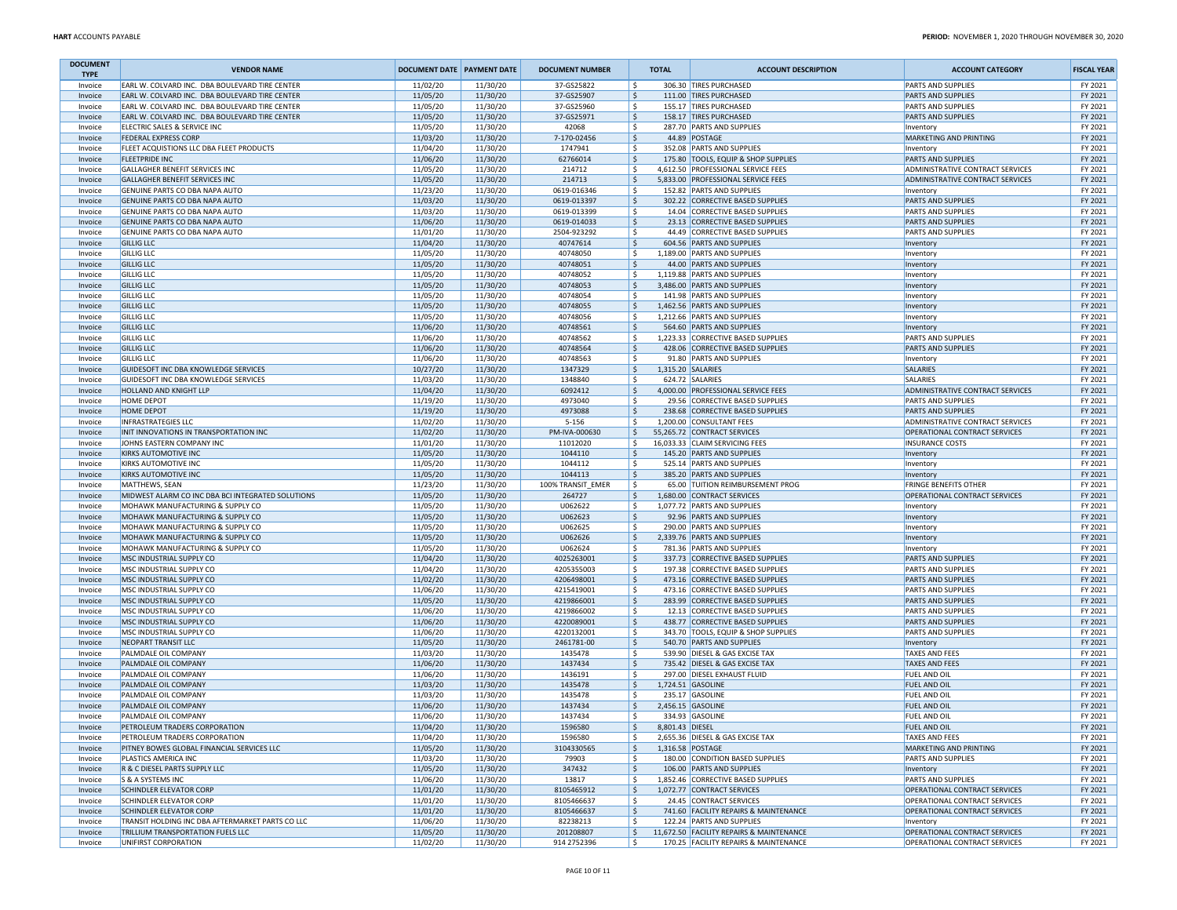| DOCUMENT TYPE | VENDOR NAME | DOCUMENT DATE | PAYMENT DATE | DOCUMENT NUMBER | TOTAL | ACCOUNT DESCRIPTION | ACCOUNT CATEGORY | FISCAL YEAR |
|---|---|---|---|---|---|---|---|---|
| Invoice | EARL W. COLVARD INC. DBA BOULEVARD TIRE CENTER | 11/02/20 | 11/30/20 | 37-GS25822 | $ 306.30 | TIRES PURCHASED | PARTS AND SUPPLIES | FY 2021 |
| Invoice | EARL W. COLVARD INC. DBA BOULEVARD TIRE CENTER | 11/05/20 | 11/30/20 | 37-GS25907 | $ 111.00 | TIRES PURCHASED | PARTS AND SUPPLIES | FY 2021 |
| Invoice | EARL W. COLVARD INC. DBA BOULEVARD TIRE CENTER | 11/05/20 | 11/30/20 | 37-GS25960 | $ 155.17 | TIRES PURCHASED | PARTS AND SUPPLIES | FY 2021 |
| Invoice | EARL W. COLVARD INC. DBA BOULEVARD TIRE CENTER | 11/05/20 | 11/30/20 | 37-GS25971 | $ 158.17 | TIRES PURCHASED | PARTS AND SUPPLIES | FY 2021 |
| Invoice | ELECTRIC SALES & SERVICE INC | 11/05/20 | 11/30/20 | 42068 | $ 287.70 | PARTS AND SUPPLIES | Inventory | FY 2021 |
| Invoice | FEDERAL EXPRESS CORP | 11/03/20 | 11/30/20 | 7-170-02456 | $ 44.89 | POSTAGE | MARKETING AND PRINTING | FY 2021 |
| Invoice | FLEET ACQUISTIONS LLC DBA FLEET PRODUCTS | 11/04/20 | 11/30/20 | 1747941 | $ 352.08 | PARTS AND SUPPLIES | Inventory | FY 2021 |
| Invoice | FLEETPRIDE INC | 11/06/20 | 11/30/20 | 62766014 | $ 175.80 | TOOLS, EQUIP & SHOP SUPPLIES | PARTS AND SUPPLIES | FY 2021 |
| Invoice | GALLAGHER BENEFIT SERVICES INC | 11/05/20 | 11/30/20 | 214712 | $ 4,612.50 | PROFESSIONAL SERVICE FEES | ADMINISTRATIVE CONTRACT SERVICES | FY 2021 |
| Invoice | GALLAGHER BENEFIT SERVICES INC | 11/05/20 | 11/30/20 | 214713 | $ 5,833.00 | PROFESSIONAL SERVICE FEES | ADMINISTRATIVE CONTRACT SERVICES | FY 2021 |
| Invoice | GENUINE PARTS CO DBA NAPA AUTO | 11/23/20 | 11/30/20 | 0619-016346 | $ 152.82 | PARTS AND SUPPLIES | Inventory | FY 2021 |
| Invoice | GENUINE PARTS CO DBA NAPA AUTO | 11/03/20 | 11/30/20 | 0619-013397 | $ 302.22 | CORRECTIVE BASED SUPPLIES | PARTS AND SUPPLIES | FY 2021 |
| Invoice | GENUINE PARTS CO DBA NAPA AUTO | 11/03/20 | 11/30/20 | 0619-013399 | $ 14.04 | CORRECTIVE BASED SUPPLIES | PARTS AND SUPPLIES | FY 2021 |
| Invoice | GENUINE PARTS CO DBA NAPA AUTO | 11/06/20 | 11/30/20 | 0619-014033 | $ 23.13 | CORRECTIVE BASED SUPPLIES | PARTS AND SUPPLIES | FY 2021 |
| Invoice | GENUINE PARTS CO DBA NAPA AUTO | 11/01/20 | 11/30/20 | 2504-923292 | $ 44.49 | CORRECTIVE BASED SUPPLIES | PARTS AND SUPPLIES | FY 2021 |
| Invoice | GILLIG LLC | 11/04/20 | 11/30/20 | 40747614 | $ 604.56 | PARTS AND SUPPLIES | Inventory | FY 2021 |
| Invoice | GILLIG LLC | 11/05/20 | 11/30/20 | 40748050 | $ 1,189.00 | PARTS AND SUPPLIES | Inventory | FY 2021 |
| Invoice | GILLIG LLC | 11/05/20 | 11/30/20 | 40748051 | $ 44.00 | PARTS AND SUPPLIES | Inventory | FY 2021 |
| Invoice | GILLIG LLC | 11/05/20 | 11/30/20 | 40748052 | $ 1,119.88 | PARTS AND SUPPLIES | Inventory | FY 2021 |
| Invoice | GILLIG LLC | 11/05/20 | 11/30/20 | 40748053 | $ 3,486.00 | PARTS AND SUPPLIES | Inventory | FY 2021 |
| Invoice | GILLIG LLC | 11/05/20 | 11/30/20 | 40748054 | $ 141.98 | PARTS AND SUPPLIES | Inventory | FY 2021 |
| Invoice | GILLIG LLC | 11/05/20 | 11/30/20 | 40748055 | $ 1,462.56 | PARTS AND SUPPLIES | Inventory | FY 2021 |
| Invoice | GILLIG LLC | 11/05/20 | 11/30/20 | 40748056 | $ 1,212.66 | PARTS AND SUPPLIES | Inventory | FY 2021 |
| Invoice | GILLIG LLC | 11/06/20 | 11/30/20 | 40748561 | $ 564.60 | PARTS AND SUPPLIES | Inventory | FY 2021 |
| Invoice | GILLIG LLC | 11/06/20 | 11/30/20 | 40748562 | $ 1,223.33 | CORRECTIVE BASED SUPPLIES | PARTS AND SUPPLIES | FY 2021 |
| Invoice | GILLIG LLC | 11/06/20 | 11/30/20 | 40748564 | $ 428.06 | CORRECTIVE BASED SUPPLIES | PARTS AND SUPPLIES | FY 2021 |
| Invoice | GILLIG LLC | 11/06/20 | 11/30/20 | 40748563 | $ 91.80 | PARTS AND SUPPLIES | Inventory | FY 2021 |
| Invoice | GUIDESOFT INC DBA KNOWLEDGE SERVICES | 10/27/20 | 11/30/20 | 1347329 | $ 1,315.20 | SALARIES | SALARIES | FY 2021 |
| Invoice | GUIDESOFT INC DBA KNOWLEDGE SERVICES | 11/03/20 | 11/30/20 | 1348840 | $ 624.72 | SALARIES | SALARIES | FY 2021 |
| Invoice | HOLLAND AND KNIGHT LLP | 11/04/20 | 11/30/20 | 6092412 | $ 4,000.00 | PROFESSIONAL SERVICE FEES | ADMINISTRATIVE CONTRACT SERVICES | FY 2021 |
| Invoice | HOME DEPOT | 11/19/20 | 11/30/20 | 4973040 | $ 29.56 | CORRECTIVE BASED SUPPLIES | PARTS AND SUPPLIES | FY 2021 |
| Invoice | HOME DEPOT | 11/19/20 | 11/30/20 | 4973088 | $ 238.68 | CORRECTIVE BASED SUPPLIES | PARTS AND SUPPLIES | FY 2021 |
| Invoice | INFRASTRATEGIES LLC | 11/02/20 | 11/30/20 | 5-156 | $ 1,200.00 | CONSULTANT FEES | ADMINISTRATIVE CONTRACT SERVICES | FY 2021 |
| Invoice | INIT INNOVATIONS IN TRANSPORTATION INC | 11/02/20 | 11/30/20 | PM-IVA-000630 | $ 55,265.72 | CONTRACT SERVICES | OPERATIONAL CONTRACT SERVICES | FY 2021 |
| Invoice | JOHNS EASTERN COMPANY INC | 11/01/20 | 11/30/20 | 11012020 | $ 16,033.33 | CLAIM SERVICING FEES | INSURANCE COSTS | FY 2021 |
| Invoice | KIRKS AUTOMOTIVE INC | 11/05/20 | 11/30/20 | 1044110 | $ 145.20 | PARTS AND SUPPLIES | Inventory | FY 2021 |
| Invoice | KIRKS AUTOMOTIVE INC | 11/05/20 | 11/30/20 | 1044112 | $ 525.14 | PARTS AND SUPPLIES | Inventory | FY 2021 |
| Invoice | KIRKS AUTOMOTIVE INC | 11/05/20 | 11/30/20 | 1044113 | $ 385.20 | PARTS AND SUPPLIES | Inventory | FY 2021 |
| Invoice | MATTHEWS, SEAN | 11/23/20 | 11/30/20 | 100% TRANSIT_EMER | $ 65.00 | TUITION REIMBURSEMENT PROG | FRINGE BENEFITS OTHER | FY 2021 |
| Invoice | MIDWEST ALARM CO INC DBA BCI INTEGRATED SOLUTIONS | 11/05/20 | 11/30/20 | 264727 | $ 1,680.00 | CONTRACT SERVICES | OPERATIONAL CONTRACT SERVICES | FY 2021 |
| Invoice | MOHAWK MANUFACTURING & SUPPLY CO | 11/05/20 | 11/30/20 | U062622 | $ 1,077.72 | PARTS AND SUPPLIES | Inventory | FY 2021 |
| Invoice | MOHAWK MANUFACTURING & SUPPLY CO | 11/05/20 | 11/30/20 | U062623 | $ 92.96 | PARTS AND SUPPLIES | Inventory | FY 2021 |
| Invoice | MOHAWK MANUFACTURING & SUPPLY CO | 11/05/20 | 11/30/20 | U062625 | $ 290.00 | PARTS AND SUPPLIES | Inventory | FY 2021 |
| Invoice | MOHAWK MANUFACTURING & SUPPLY CO | 11/05/20 | 11/30/20 | U062626 | $ 2,339.76 | PARTS AND SUPPLIES | Inventory | FY 2021 |
| Invoice | MOHAWK MANUFACTURING & SUPPLY CO | 11/05/20 | 11/30/20 | U062624 | $ 781.36 | PARTS AND SUPPLIES | Inventory | FY 2021 |
| Invoice | MSC INDUSTRIAL SUPPLY CO | 11/04/20 | 11/30/20 | 4025263001 | $ 337.73 | CORRECTIVE BASED SUPPLIES | PARTS AND SUPPLIES | FY 2021 |
| Invoice | MSC INDUSTRIAL SUPPLY CO | 11/04/20 | 11/30/20 | 4205355003 | $ 197.38 | CORRECTIVE BASED SUPPLIES | PARTS AND SUPPLIES | FY 2021 |
| Invoice | MSC INDUSTRIAL SUPPLY CO | 11/02/20 | 11/30/20 | 4206498001 | $ 473.16 | CORRECTIVE BASED SUPPLIES | PARTS AND SUPPLIES | FY 2021 |
| Invoice | MSC INDUSTRIAL SUPPLY CO | 11/06/20 | 11/30/20 | 4215419001 | $ 473.16 | CORRECTIVE BASED SUPPLIES | PARTS AND SUPPLIES | FY 2021 |
| Invoice | MSC INDUSTRIAL SUPPLY CO | 11/05/20 | 11/30/20 | 4219866001 | $ 283.99 | CORRECTIVE BASED SUPPLIES | PARTS AND SUPPLIES | FY 2021 |
| Invoice | MSC INDUSTRIAL SUPPLY CO | 11/06/20 | 11/30/20 | 4219866002 | $ 12.13 | CORRECTIVE BASED SUPPLIES | PARTS AND SUPPLIES | FY 2021 |
| Invoice | MSC INDUSTRIAL SUPPLY CO | 11/06/20 | 11/30/20 | 4220089001 | $ 438.77 | CORRECTIVE BASED SUPPLIES | PARTS AND SUPPLIES | FY 2021 |
| Invoice | MSC INDUSTRIAL SUPPLY CO | 11/06/20 | 11/30/20 | 4220132001 | $ 343.70 | TOOLS, EQUIP & SHOP SUPPLIES | PARTS AND SUPPLIES | FY 2021 |
| Invoice | NEOPART TRANSIT LLC | 11/05/20 | 11/30/20 | 2461781-00 | $ 540.70 | PARTS AND SUPPLIES | Inventory | FY 2021 |
| Invoice | PALMDALE OIL COMPANY | 11/03/20 | 11/30/20 | 1435478 | $ 539.90 | DIESEL & GAS EXCISE TAX | TAXES AND FEES | FY 2021 |
| Invoice | PALMDALE OIL COMPANY | 11/06/20 | 11/30/20 | 1437434 | $ 735.42 | DIESEL & GAS EXCISE TAX | TAXES AND FEES | FY 2021 |
| Invoice | PALMDALE OIL COMPANY | 11/06/20 | 11/30/20 | 1436191 | $ 297.00 | DIESEL EXHAUST FLUID | FUEL AND OIL | FY 2021 |
| Invoice | PALMDALE OIL COMPANY | 11/03/20 | 11/30/20 | 1435478 | $ 1,724.51 | GASOLINE | FUEL AND OIL | FY 2021 |
| Invoice | PALMDALE OIL COMPANY | 11/03/20 | 11/30/20 | 1435478 | $ 235.17 | GASOLINE | FUEL AND OIL | FY 2021 |
| Invoice | PALMDALE OIL COMPANY | 11/06/20 | 11/30/20 | 1437434 | $ 2,456.15 | GASOLINE | FUEL AND OIL | FY 2021 |
| Invoice | PALMDALE OIL COMPANY | 11/06/20 | 11/30/20 | 1437434 | $ 334.93 | GASOLINE | FUEL AND OIL | FY 2021 |
| Invoice | PETROLEUM TRADERS CORPORATION | 11/04/20 | 11/30/20 | 1596580 | $ 8,801.43 | DIESEL | FUEL AND OIL | FY 2021 |
| Invoice | PETROLEUM TRADERS CORPORATION | 11/04/20 | 11/30/20 | 1596580 | $ 2,655.36 | DIESEL & GAS EXCISE TAX | TAXES AND FEES | FY 2021 |
| Invoice | PITNEY BOWES GLOBAL FINANCIAL SERVICES LLC | 11/05/20 | 11/30/20 | 3104330565 | $ 1,316.58 | POSTAGE | MARKETING AND PRINTING | FY 2021 |
| Invoice | PLASTICS AMERICA INC | 11/03/20 | 11/30/20 | 79903 | $ 180.00 | CONDITION BASED SUPPLIES | PARTS AND SUPPLIES | FY 2021 |
| Invoice | R & C DIESEL PARTS SUPPLY LLC | 11/05/20 | 11/30/20 | 347432 | $ 106.00 | PARTS AND SUPPLIES | Inventory | FY 2021 |
| Invoice | S & A SYSTEMS INC | 11/06/20 | 11/30/20 | 13817 | $ 1,852.46 | CORRECTIVE BASED SUPPLIES | PARTS AND SUPPLIES | FY 2021 |
| Invoice | SCHINDLER ELEVATOR CORP | 11/01/20 | 11/30/20 | 8105465912 | $ 1,072.77 | CONTRACT SERVICES | OPERATIONAL CONTRACT SERVICES | FY 2021 |
| Invoice | SCHINDLER ELEVATOR CORP | 11/01/20 | 11/30/20 | 8105466637 | $ 24.45 | CONTRACT SERVICES | OPERATIONAL CONTRACT SERVICES | FY 2021 |
| Invoice | SCHINDLER ELEVATOR CORP | 11/01/20 | 11/30/20 | 8105466637 | $ 741.60 | FACILITY REPAIRS & MAINTENANCE | OPERATIONAL CONTRACT SERVICES | FY 2021 |
| Invoice | TRANSIT HOLDING INC DBA AFTERMARKET PARTS CO LLC | 11/06/20 | 11/30/20 | 82238213 | $ 122.24 | PARTS AND SUPPLIES | Inventory | FY 2021 |
| Invoice | TRILLIUM TRANSPORTATION FUELS LLC | 11/05/20 | 11/30/20 | 201208807 | $ 11,672.50 | FACILITY REPAIRS & MAINTENANCE | OPERATIONAL CONTRACT SERVICES | FY 2021 |
| Invoice | UNIFIRST CORPORATION | 11/02/20 | 11/30/20 | 914 2752396 | $ 170.25 | FACILITY REPAIRS & MAINTENANCE | OPERATIONAL CONTRACT SERVICES | FY 2021 |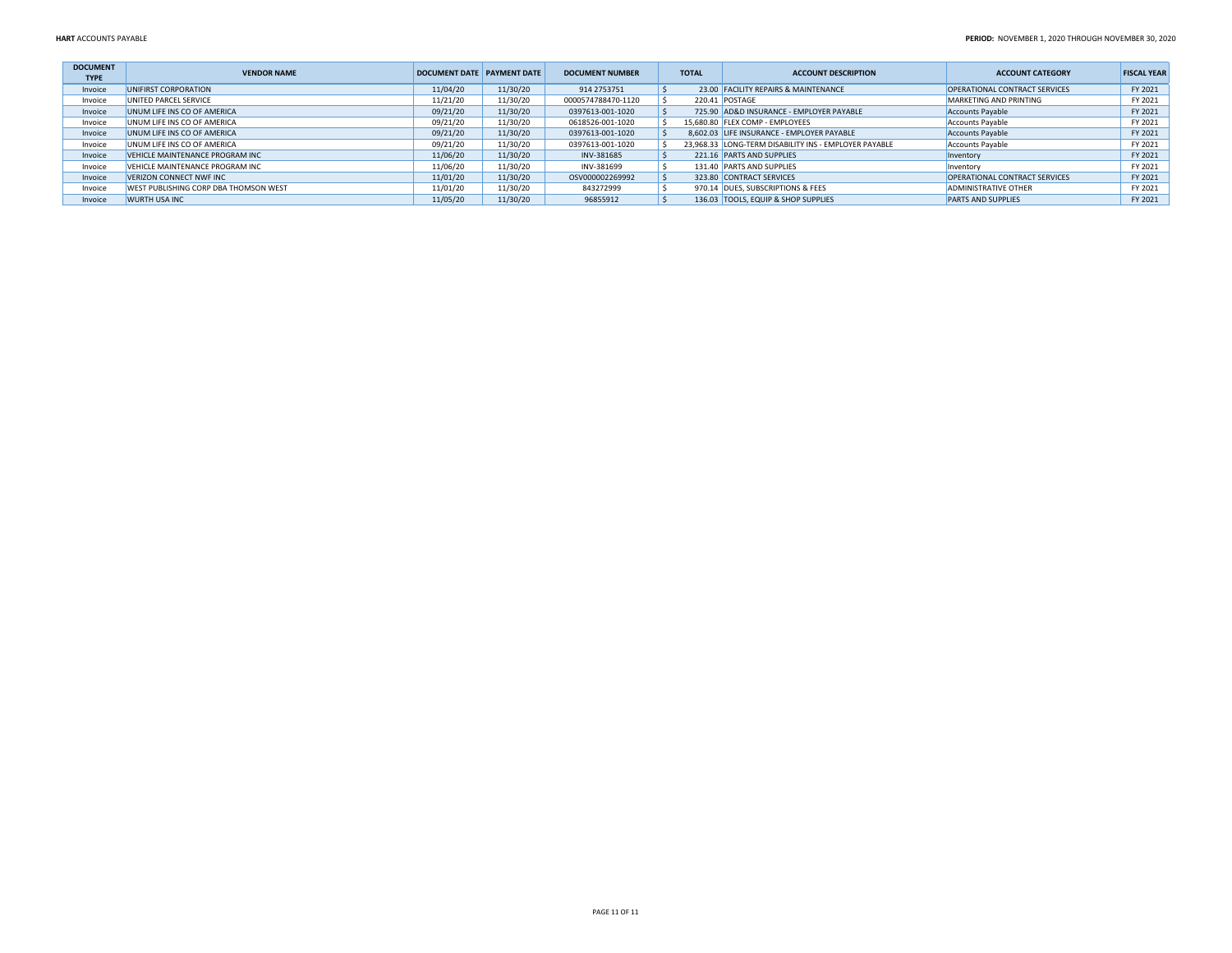| DOCUMENT TYPE | VENDOR NAME | DOCUMENT DATE | PAYMENT DATE | DOCUMENT NUMBER | TOTAL | ACCOUNT DESCRIPTION | ACCOUNT CATEGORY | FISCAL YEAR |
|---|---|---|---|---|---|---|---|---|
| Invoice | UNIFIRST CORPORATION | 11/04/20 | 11/30/20 | 914 2753751 | $ 23.00 | FACILITY REPAIRS & MAINTENANCE | OPERATIONAL CONTRACT SERVICES | FY 2021 |
| Invoice | UNITED PARCEL SERVICE | 11/21/20 | 11/30/20 | 0000574788470-1120 | $ 220.41 | POSTAGE | MARKETING AND PRINTING | FY 2021 |
| Invoice | UNUM LIFE INS CO OF AMERICA | 09/21/20 | 11/30/20 | 0397613-001-1020 | $ 725.90 | AD&D INSURANCE - EMPLOYER PAYABLE | Accounts Payable | FY 2021 |
| Invoice | UNUM LIFE INS CO OF AMERICA | 09/21/20 | 11/30/20 | 0618526-001-1020 | $ 15,680.80 | FLEX COMP - EMPLOYEES | Accounts Payable | FY 2021 |
| Invoice | UNUM LIFE INS CO OF AMERICA | 09/21/20 | 11/30/20 | 0397613-001-1020 | $ 8,602.03 | LIFE INSURANCE - EMPLOYER PAYABLE | Accounts Payable | FY 2021 |
| Invoice | UNUM LIFE INS CO OF AMERICA | 09/21/20 | 11/30/20 | 0397613-001-1020 | $ 23,968.33 | LONG-TERM DISABILITY INS - EMPLOYER PAYABLE | Accounts Payable | FY 2021 |
| Invoice | VEHICLE MAINTENANCE PROGRAM INC | 11/06/20 | 11/30/20 | INV-381685 | $ 221.16 | PARTS AND SUPPLIES | Inventory | FY 2021 |
| Invoice | VEHICLE MAINTENANCE PROGRAM INC | 11/06/20 | 11/30/20 | INV-381699 | $ 131.40 | PARTS AND SUPPLIES | Inventory | FY 2021 |
| Invoice | VERIZON CONNECT NWF INC | 11/01/20 | 11/30/20 | OSV000002269992 | $ 323.80 | CONTRACT SERVICES | OPERATIONAL CONTRACT SERVICES | FY 2021 |
| Invoice | WEST PUBLISHING CORP DBA THOMSON WEST | 11/01/20 | 11/30/20 | 843272999 | $ 970.14 | DUES, SUBSCRIPTIONS & FEES | ADMINISTRATIVE OTHER | FY 2021 |
| Invoice | WURTH USA INC | 11/05/20 | 11/30/20 | 96855912 | $ 136.03 | TOOLS, EQUIP & SHOP SUPPLIES | PARTS AND SUPPLIES | FY 2021 |